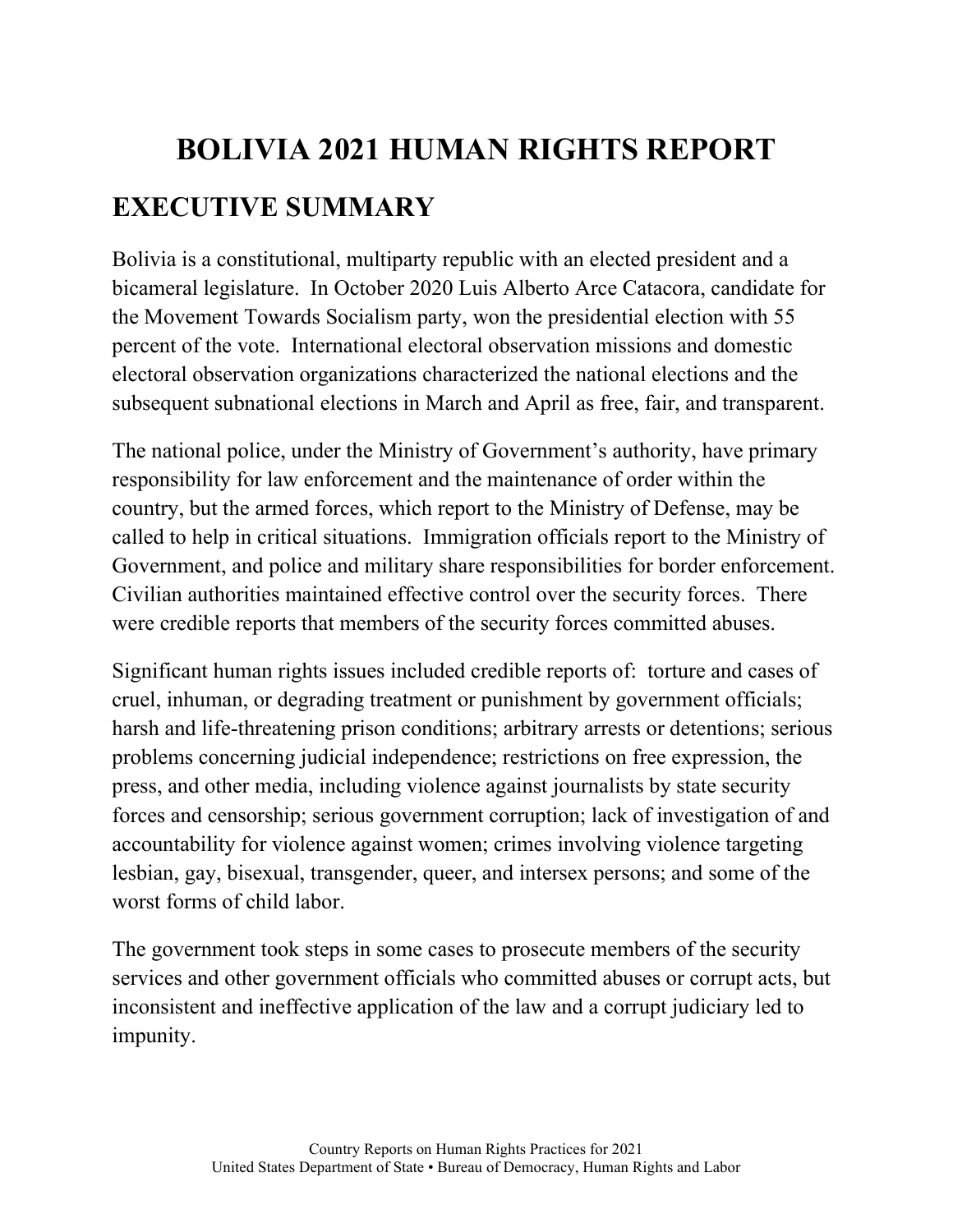# BOLIVIA 2021 HUMAN RIGHTS REPORT

## EXECUTIVE SUMMARY

Bolivia is a constitutional, multiparty republic with an elected president and a bicameral legislature. In October 2020 Luis Alberto Arce Catacora, candidate for the Movement Towards Socialism party, won the presidential election with 55 percent of the vote. International electoral observation missions and domestic electoral observation organizations characterized the national elections and the subsequent subnational elections in March and April as free, fair, and transparent.

The national police, under the Ministry of Government's authority, have primary responsibility for law enforcement and the maintenance of order within the country, but the armed forces, which report to the Ministry of Defense, may be called to help in critical situations. Immigration officials report to the Ministry of Government, and police and military share responsibilities for border enforcement. Civilian authorities maintained effective control over the security forces. There were credible reports that members of the security forces committed abuses.

Significant human rights issues included credible reports of: torture and cases of cruel, inhuman, or degrading treatment or punishment by government officials; harsh and life-threatening prison conditions; arbitrary arrests or detentions; serious problems concerning judicial independence; restrictions on free expression, the press, and other media, including violence against journalists by state security forces and censorship; serious government corruption; lack of investigation of and accountability for violence against women; crimes involving violence targeting lesbian, gay, bisexual, transgender, queer, and intersex persons; and some of the worst forms of child labor.

The government took steps in some cases to prosecute members of the security services and other government officials who committed abuses or corrupt acts, but inconsistent and ineffective application of the law and a corrupt judiciary led to impunity.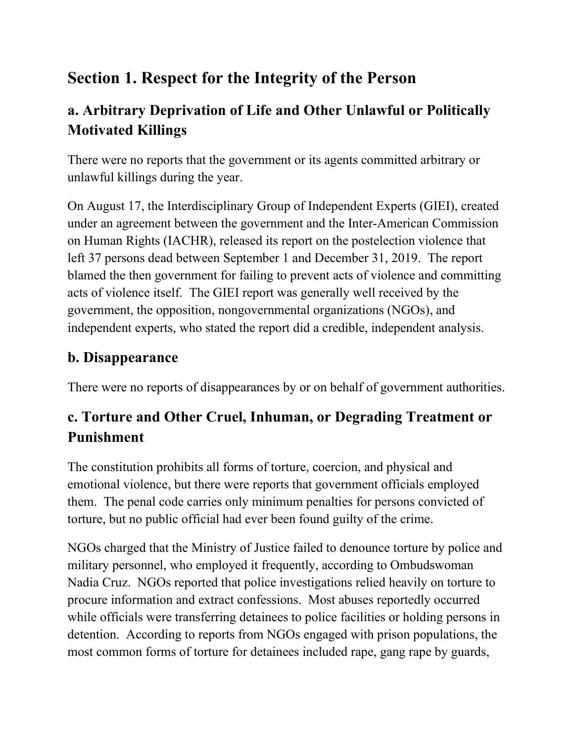## Section 1. Respect for the Integrity of the Person

### a. Arbitrary Deprivation of Life and Other Unlawful or Politically Motivated Killings

There were no reports that the government or its agents committed arbitrary or unlawful killings during the year.

On August 17, the Interdisciplinary Group of Independent Experts (GIEI), created under an agreement between the government and the Inter-American Commission on Human Rights (IACHR), released its report on the postelection violence that left 37 persons dead between September 1 and December 31, 2019. The report blamed the then government for failing to prevent acts of violence and committing acts of violence itself. The GIEI report was generally well received by the government, the opposition, nongovernmental organizations (NGOs), and independent experts, who stated the report did a credible, independent analysis.

### b. Disappearance

There were no reports of disappearances by or on behalf of government authorities.

### c. Torture and Other Cruel, Inhuman, or Degrading Treatment or Punishment

The constitution prohibits all forms of torture, coercion, and physical and emotional violence, but there were reports that government officials employed them. The penal code carries only minimum penalties for persons convicted of torture, but no public official had ever been found guilty of the crime.

NGOs charged that the Ministry of Justice failed to denounce torture by police and military personnel, who employed it frequently, according to Ombudswoman Nadia Cruz. NGOs reported that police investigations relied heavily on torture to procure information and extract confessions. Most abuses reportedly occurred while officials were transferring detainees to police facilities or holding persons in detention. According to reports from NGOs engaged with prison populations, the most common forms of torture for detainees included rape, gang rape by guards,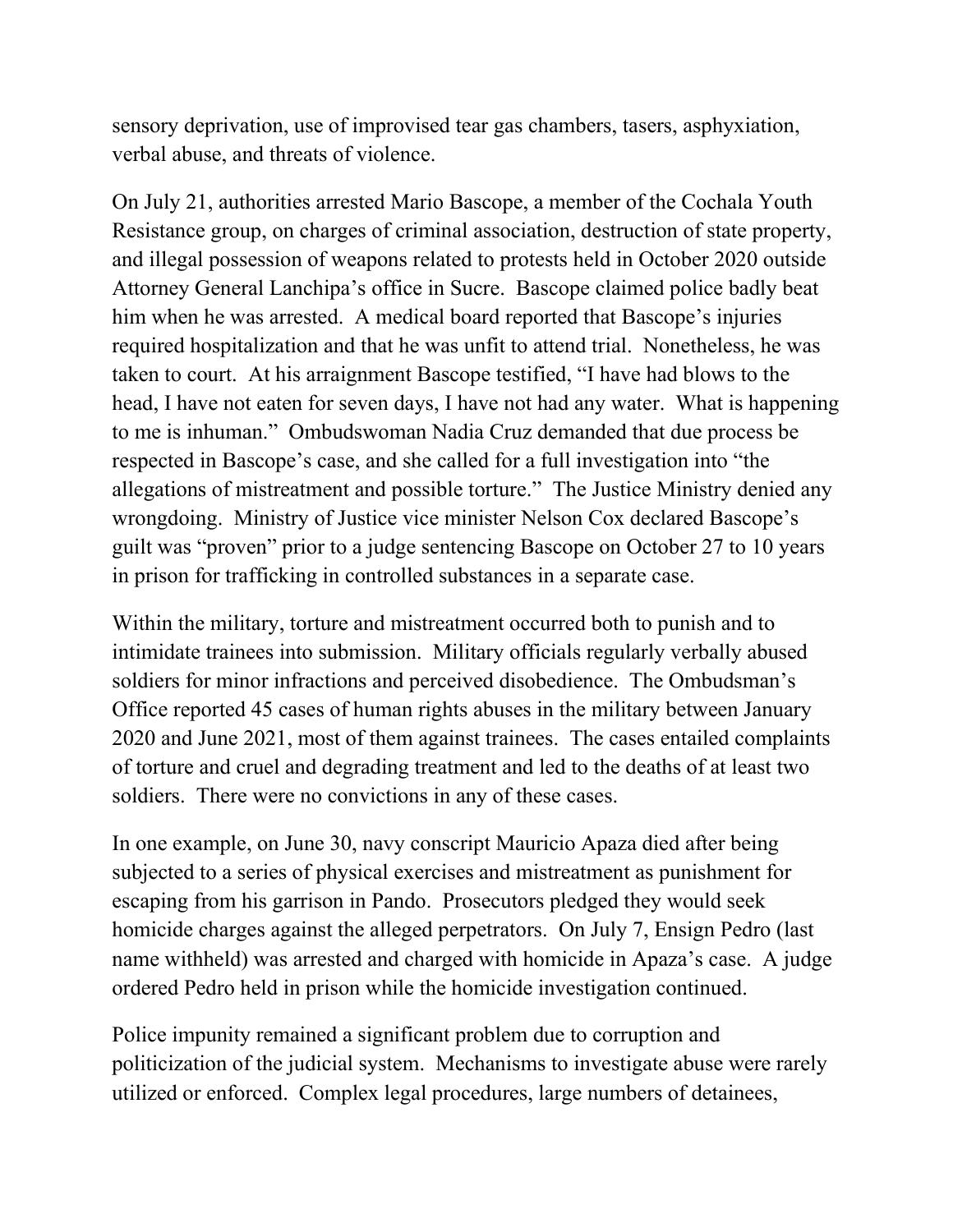sensory deprivation, use of improvised tear gas chambers, tasers, asphyxiation, verbal abuse, and threats of violence.

On July 21, authorities arrested Mario Bascope, a member of the Cochala Youth Resistance group, on charges of criminal association, destruction of state property, and illegal possession of weapons related to protests held in October 2020 outside Attorney General Lanchipa's office in Sucre. Bascope claimed police badly beat him when he was arrested. A medical board reported that Bascope's injuries required hospitalization and that he was unfit to attend trial. Nonetheless, he was taken to court. At his arraignment Bascope testified, "I have had blows to the head, I have not eaten for seven days, I have not had any water. What is happening to me is inhuman." Ombudswoman Nadia Cruz demanded that due process be respected in Bascope's case, and she called for a full investigation into "the allegations of mistreatment and possible torture." The Justice Ministry denied any wrongdoing. Ministry of Justice vice minister Nelson Cox declared Bascope's guilt was "proven" prior to a judge sentencing Bascope on October 27 to 10 years in prison for trafficking in controlled substances in a separate case.

Within the military, torture and mistreatment occurred both to punish and to intimidate trainees into submission. Military officials regularly verbally abused soldiers for minor infractions and perceived disobedience. The Ombudsman's Office reported 45 cases of human rights abuses in the military between January 2020 and June 2021, most of them against trainees. The cases entailed complaints of torture and cruel and degrading treatment and led to the deaths of at least two soldiers. There were no convictions in any of these cases.

In one example, on June 30, navy conscript Mauricio Apaza died after being subjected to a series of physical exercises and mistreatment as punishment for escaping from his garrison in Pando. Prosecutors pledged they would seek homicide charges against the alleged perpetrators. On July 7, Ensign Pedro (last name withheld) was arrested and charged with homicide in Apaza's case. A judge ordered Pedro held in prison while the homicide investigation continued.

Police impunity remained a significant problem due to corruption and politicization of the judicial system. Mechanisms to investigate abuse were rarely utilized or enforced. Complex legal procedures, large numbers of detainees,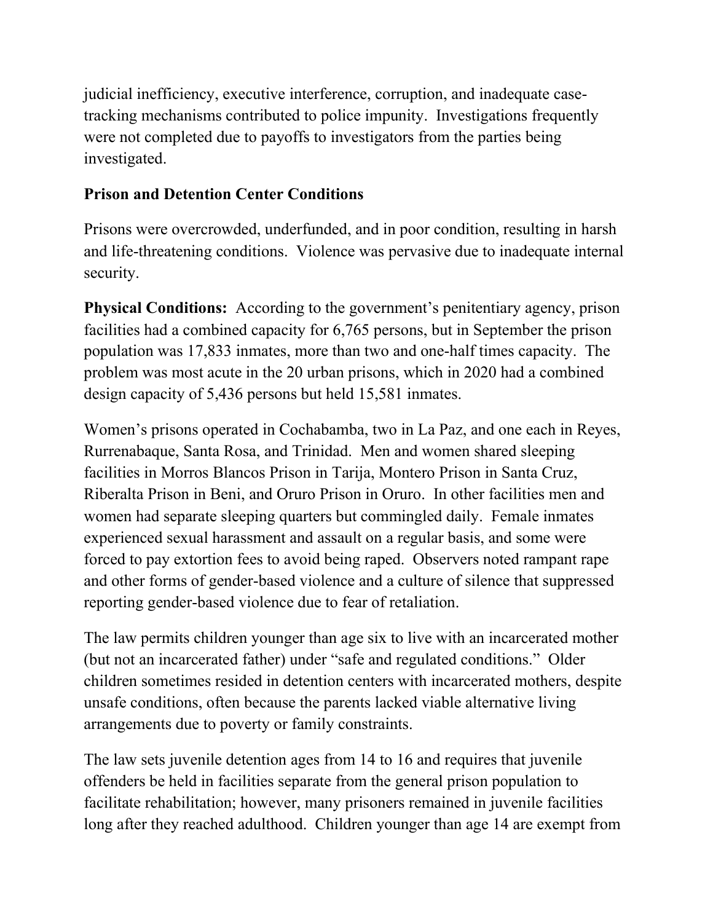judicial inefficiency, executive interference, corruption, and inadequate case-tracking mechanisms contributed to police impunity. Investigations frequently were not completed due to payoffs to investigators from the parties being investigated.

**Prison and Detention Center Conditions**

Prisons were overcrowded, underfunded, and in poor condition, resulting in harsh and life-threatening conditions. Violence was pervasive due to inadequate internal security.

**Physical Conditions:** According to the government's penitentiary agency, prison facilities had a combined capacity for 6,765 persons, but in September the prison population was 17,833 inmates, more than two and one-half times capacity. The problem was most acute in the 20 urban prisons, which in 2020 had a combined design capacity of 5,436 persons but held 15,581 inmates.

Women's prisons operated in Cochabamba, two in La Paz, and one each in Reyes, Rurrenabaque, Santa Rosa, and Trinidad. Men and women shared sleeping facilities in Morros Blancos Prison in Tarija, Montero Prison in Santa Cruz, Riberalta Prison in Beni, and Oruro Prison in Oruro. In other facilities men and women had separate sleeping quarters but commingled daily. Female inmates experienced sexual harassment and assault on a regular basis, and some were forced to pay extortion fees to avoid being raped. Observers noted rampant rape and other forms of gender-based violence and a culture of silence that suppressed reporting gender-based violence due to fear of retaliation.

The law permits children younger than age six to live with an incarcerated mother (but not an incarcerated father) under "safe and regulated conditions." Older children sometimes resided in detention centers with incarcerated mothers, despite unsafe conditions, often because the parents lacked viable alternative living arrangements due to poverty or family constraints.

The law sets juvenile detention ages from 14 to 16 and requires that juvenile offenders be held in facilities separate from the general prison population to facilitate rehabilitation; however, many prisoners remained in juvenile facilities long after they reached adulthood. Children younger than age 14 are exempt from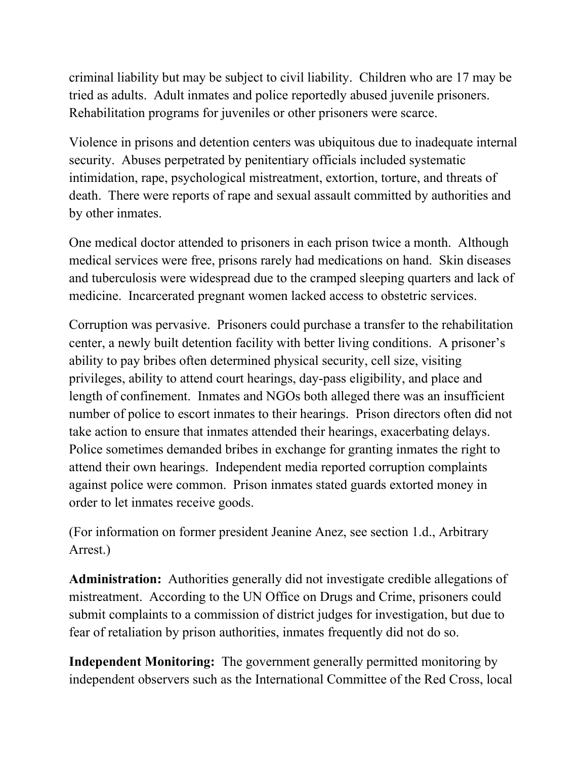criminal liability but may be subject to civil liability. Children who are 17 may be tried as adults. Adult inmates and police reportedly abused juvenile prisoners. Rehabilitation programs for juveniles or other prisoners were scarce.

Violence in prisons and detention centers was ubiquitous due to inadequate internal security. Abuses perpetrated by penitentiary officials included systematic intimidation, rape, psychological mistreatment, extortion, torture, and threats of death. There were reports of rape and sexual assault committed by authorities and by other inmates.

One medical doctor attended to prisoners in each prison twice a month. Although medical services were free, prisons rarely had medications on hand. Skin diseases and tuberculosis were widespread due to the cramped sleeping quarters and lack of medicine. Incarcerated pregnant women lacked access to obstetric services.

Corruption was pervasive. Prisoners could purchase a transfer to the rehabilitation center, a newly built detention facility with better living conditions. A prisoner's ability to pay bribes often determined physical security, cell size, visiting privileges, ability to attend court hearings, day-pass eligibility, and place and length of confinement. Inmates and NGOs both alleged there was an insufficient number of police to escort inmates to their hearings. Prison directors often did not take action to ensure that inmates attended their hearings, exacerbating delays. Police sometimes demanded bribes in exchange for granting inmates the right to attend their own hearings. Independent media reported corruption complaints against police were common. Prison inmates stated guards extorted money in order to let inmates receive goods.

(For information on former president Jeanine Anez, see section 1.d., Arbitrary Arrest.)

**Administration:** Authorities generally did not investigate credible allegations of mistreatment. According to the UN Office on Drugs and Crime, prisoners could submit complaints to a commission of district judges for investigation, but due to fear of retaliation by prison authorities, inmates frequently did not do so.

**Independent Monitoring:** The government generally permitted monitoring by independent observers such as the International Committee of the Red Cross, local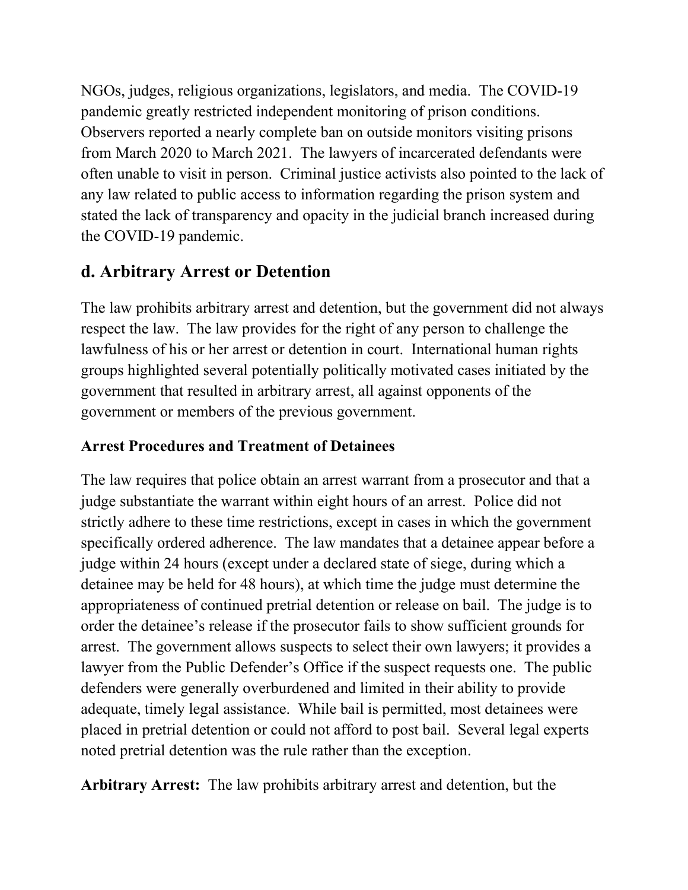NGOs, judges, religious organizations, legislators, and media. The COVID-19 pandemic greatly restricted independent monitoring of prison conditions. Observers reported a nearly complete ban on outside monitors visiting prisons from March 2020 to March 2021. The lawyers of incarcerated defendants were often unable to visit in person. Criminal justice activists also pointed to the lack of any law related to public access to information regarding the prison system and stated the lack of transparency and opacity in the judicial branch increased during the COVID-19 pandemic.

## d. Arbitrary Arrest or Detention

The law prohibits arbitrary arrest and detention, but the government did not always respect the law. The law provides for the right of any person to challenge the lawfulness of his or her arrest or detention in court. International human rights groups highlighted several potentially politically motivated cases initiated by the government that resulted in arbitrary arrest, all against opponents of the government or members of the previous government.

### Arrest Procedures and Treatment of Detainees

The law requires that police obtain an arrest warrant from a prosecutor and that a judge substantiate the warrant within eight hours of an arrest. Police did not strictly adhere to these time restrictions, except in cases in which the government specifically ordered adherence. The law mandates that a detainee appear before a judge within 24 hours (except under a declared state of siege, during which a detainee may be held for 48 hours), at which time the judge must determine the appropriateness of continued pretrial detention or release on bail. The judge is to order the detainee's release if the prosecutor fails to show sufficient grounds for arrest. The government allows suspects to select their own lawyers; it provides a lawyer from the Public Defender's Office if the suspect requests one. The public defenders were generally overburdened and limited in their ability to provide adequate, timely legal assistance. While bail is permitted, most detainees were placed in pretrial detention or could not afford to post bail. Several legal experts noted pretrial detention was the rule rather than the exception.

**Arbitrary Arrest:** The law prohibits arbitrary arrest and detention, but the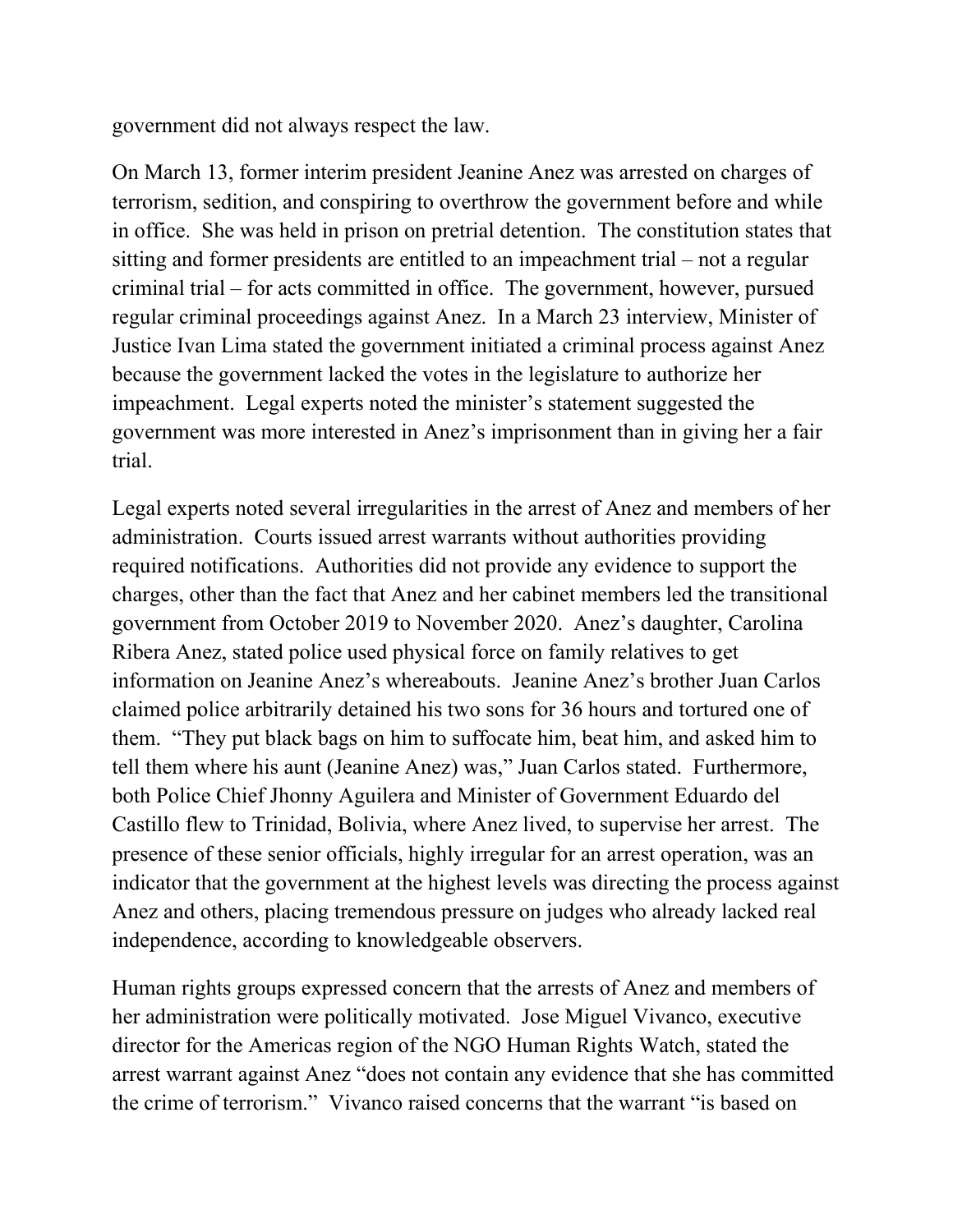government did not always respect the law.

On March 13, former interim president Jeanine Anez was arrested on charges of terrorism, sedition, and conspiring to overthrow the government before and while in office. She was held in prison on pretrial detention. The constitution states that sitting and former presidents are entitled to an impeachment trial – not a regular criminal trial – for acts committed in office. The government, however, pursued regular criminal proceedings against Anez. In a March 23 interview, Minister of Justice Ivan Lima stated the government initiated a criminal process against Anez because the government lacked the votes in the legislature to authorize her impeachment. Legal experts noted the minister's statement suggested the government was more interested in Anez's imprisonment than in giving her a fair trial.

Legal experts noted several irregularities in the arrest of Anez and members of her administration. Courts issued arrest warrants without authorities providing required notifications. Authorities did not provide any evidence to support the charges, other than the fact that Anez and her cabinet members led the transitional government from October 2019 to November 2020. Anez's daughter, Carolina Ribera Anez, stated police used physical force on family relatives to get information on Jeanine Anez's whereabouts. Jeanine Anez's brother Juan Carlos claimed police arbitrarily detained his two sons for 36 hours and tortured one of them. "They put black bags on him to suffocate him, beat him, and asked him to tell them where his aunt (Jeanine Anez) was," Juan Carlos stated. Furthermore, both Police Chief Jhonny Aguilera and Minister of Government Eduardo del Castillo flew to Trinidad, Bolivia, where Anez lived, to supervise her arrest. The presence of these senior officials, highly irregular for an arrest operation, was an indicator that the government at the highest levels was directing the process against Anez and others, placing tremendous pressure on judges who already lacked real independence, according to knowledgeable observers.

Human rights groups expressed concern that the arrests of Anez and members of her administration were politically motivated. Jose Miguel Vivanco, executive director for the Americas region of the NGO Human Rights Watch, stated the arrest warrant against Anez "does not contain any evidence that she has committed the crime of terrorism." Vivanco raised concerns that the warrant "is based on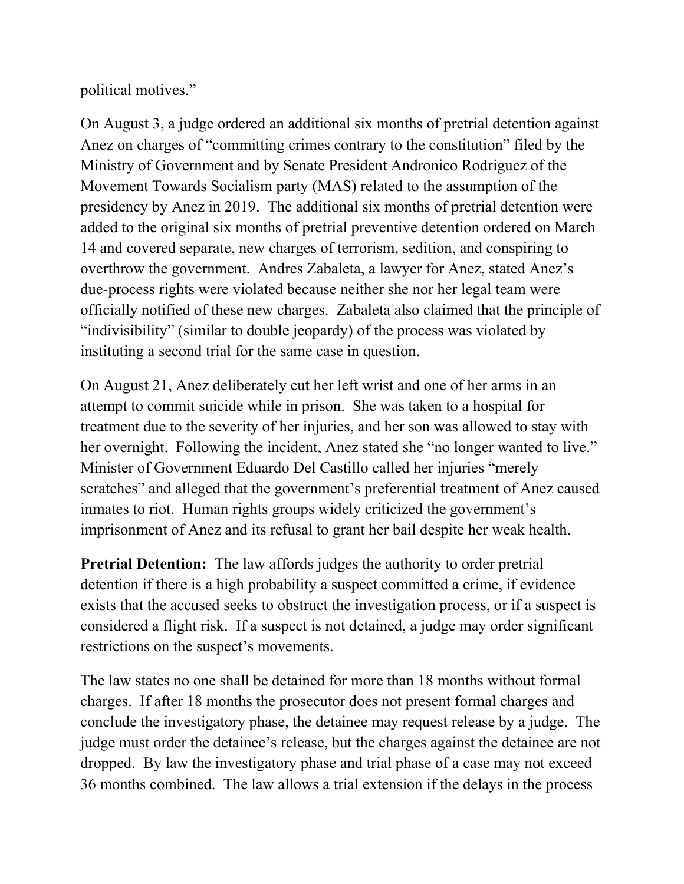political motives."

On August 3, a judge ordered an additional six months of pretrial detention against Anez on charges of "committing crimes contrary to the constitution" filed by the Ministry of Government and by Senate President Andronico Rodriguez of the Movement Towards Socialism party (MAS) related to the assumption of the presidency by Anez in 2019. The additional six months of pretrial detention were added to the original six months of pretrial preventive detention ordered on March 14 and covered separate, new charges of terrorism, sedition, and conspiring to overthrow the government. Andres Zabaleta, a lawyer for Anez, stated Anez's due-process rights were violated because neither she nor her legal team were officially notified of these new charges. Zabaleta also claimed that the principle of "indivisibility" (similar to double jeopardy) of the process was violated by instituting a second trial for the same case in question.

On August 21, Anez deliberately cut her left wrist and one of her arms in an attempt to commit suicide while in prison. She was taken to a hospital for treatment due to the severity of her injuries, and her son was allowed to stay with her overnight. Following the incident, Anez stated she "no longer wanted to live." Minister of Government Eduardo Del Castillo called her injuries "merely scratches" and alleged that the government's preferential treatment of Anez caused inmates to riot. Human rights groups widely criticized the government's imprisonment of Anez and its refusal to grant her bail despite her weak health.

**Pretrial Detention:** The law affords judges the authority to order pretrial detention if there is a high probability a suspect committed a crime, if evidence exists that the accused seeks to obstruct the investigation process, or if a suspect is considered a flight risk. If a suspect is not detained, a judge may order significant restrictions on the suspect's movements.

The law states no one shall be detained for more than 18 months without formal charges. If after 18 months the prosecutor does not present formal charges and conclude the investigatory phase, the detainee may request release by a judge. The judge must order the detainee's release, but the charges against the detainee are not dropped. By law the investigatory phase and trial phase of a case may not exceed 36 months combined. The law allows a trial extension if the delays in the process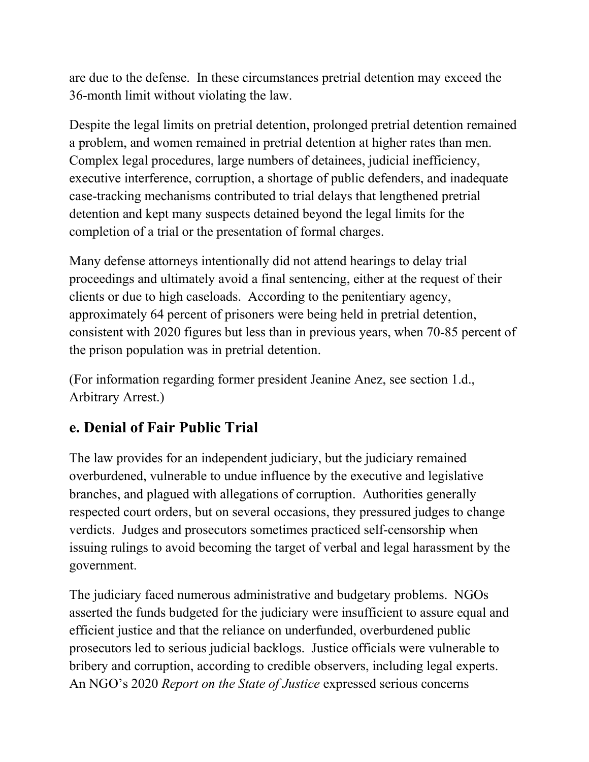are due to the defense. In these circumstances pretrial detention may exceed the 36-month limit without violating the law.

Despite the legal limits on pretrial detention, prolonged pretrial detention remained a problem, and women remained in pretrial detention at higher rates than men. Complex legal procedures, large numbers of detainees, judicial inefficiency, executive interference, corruption, a shortage of public defenders, and inadequate case-tracking mechanisms contributed to trial delays that lengthened pretrial detention and kept many suspects detained beyond the legal limits for the completion of a trial or the presentation of formal charges.

Many defense attorneys intentionally did not attend hearings to delay trial proceedings and ultimately avoid a final sentencing, either at the request of their clients or due to high caseloads. According to the penitentiary agency, approximately 64 percent of prisoners were being held in pretrial detention, consistent with 2020 figures but less than in previous years, when 70-85 percent of the prison population was in pretrial detention.

(For information regarding former president Jeanine Anez, see section 1.d., Arbitrary Arrest.)

## e. Denial of Fair Public Trial

The law provides for an independent judiciary, but the judiciary remained overburdened, vulnerable to undue influence by the executive and legislative branches, and plagued with allegations of corruption. Authorities generally respected court orders, but on several occasions, they pressured judges to change verdicts. Judges and prosecutors sometimes practiced self-censorship when issuing rulings to avoid becoming the target of verbal and legal harassment by the government.

The judiciary faced numerous administrative and budgetary problems. NGOs asserted the funds budgeted for the judiciary were insufficient to assure equal and efficient justice and that the reliance on underfunded, overburdened public prosecutors led to serious judicial backlogs. Justice officials were vulnerable to bribery and corruption, according to credible observers, including legal experts. An NGO's 2020 *Report on the State of Justice* expressed serious concerns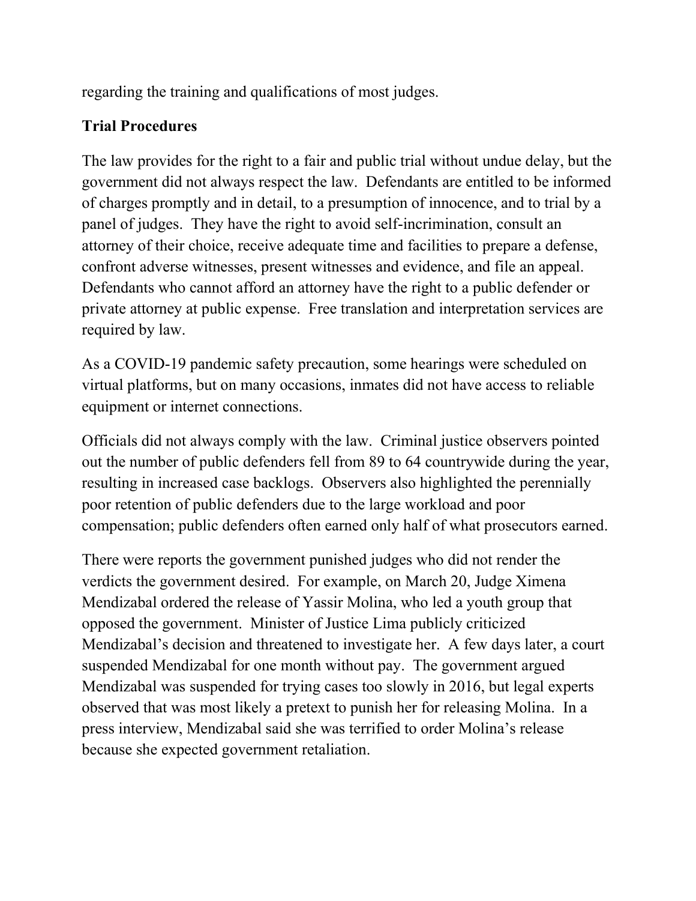regarding the training and qualifications of most judges.

**Trial Procedures**

The law provides for the right to a fair and public trial without undue delay, but the government did not always respect the law. Defendants are entitled to be informed of charges promptly and in detail, to a presumption of innocence, and to trial by a panel of judges. They have the right to avoid self-incrimination, consult an attorney of their choice, receive adequate time and facilities to prepare a defense, confront adverse witnesses, present witnesses and evidence, and file an appeal. Defendants who cannot afford an attorney have the right to a public defender or private attorney at public expense. Free translation and interpretation services are required by law.

As a COVID-19 pandemic safety precaution, some hearings were scheduled on virtual platforms, but on many occasions, inmates did not have access to reliable equipment or internet connections.

Officials did not always comply with the law. Criminal justice observers pointed out the number of public defenders fell from 89 to 64 countrywide during the year, resulting in increased case backlogs. Observers also highlighted the perennially poor retention of public defenders due to the large workload and poor compensation; public defenders often earned only half of what prosecutors earned.

There were reports the government punished judges who did not render the verdicts the government desired. For example, on March 20, Judge Ximena Mendizabal ordered the release of Yassir Molina, who led a youth group that opposed the government. Minister of Justice Lima publicly criticized Mendizabal's decision and threatened to investigate her. A few days later, a court suspended Mendizabal for one month without pay. The government argued Mendizabal was suspended for trying cases too slowly in 2016, but legal experts observed that was most likely a pretext to punish her for releasing Molina. In a press interview, Mendizabal said she was terrified to order Molina's release because she expected government retaliation.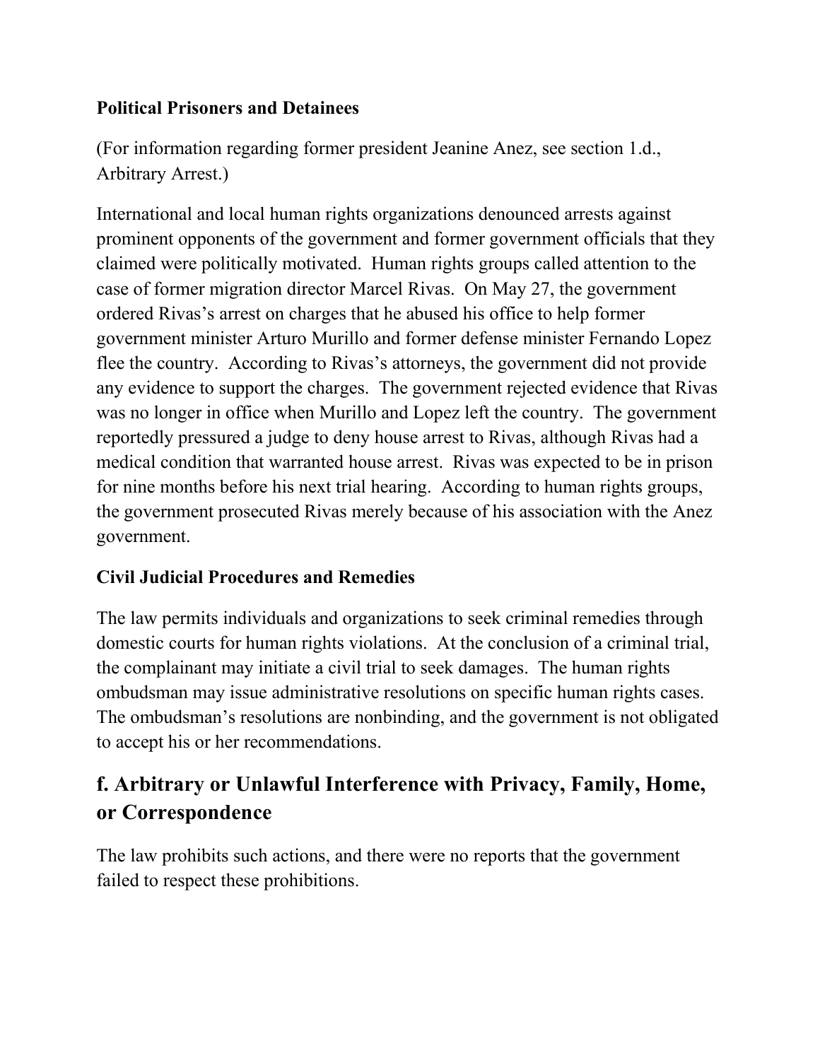**Political Prisoners and Detainees**

(For information regarding former president Jeanine Anez, see section 1.d., Arbitrary Arrest.)

International and local human rights organizations denounced arrests against prominent opponents of the government and former government officials that they claimed were politically motivated. Human rights groups called attention to the case of former migration director Marcel Rivas. On May 27, the government ordered Rivas's arrest on charges that he abused his office to help former government minister Arturo Murillo and former defense minister Fernando Lopez flee the country. According to Rivas's attorneys, the government did not provide any evidence to support the charges. The government rejected evidence that Rivas was no longer in office when Murillo and Lopez left the country. The government reportedly pressured a judge to deny house arrest to Rivas, although Rivas had a medical condition that warranted house arrest. Rivas was expected to be in prison for nine months before his next trial hearing. According to human rights groups, the government prosecuted Rivas merely because of his association with the Anez government.

**Civil Judicial Procedures and Remedies**

The law permits individuals and organizations to seek criminal remedies through domestic courts for human rights violations. At the conclusion of a criminal trial, the complainant may initiate a civil trial to seek damages. The human rights ombudsman may issue administrative resolutions on specific human rights cases. The ombudsman's resolutions are nonbinding, and the government is not obligated to accept his or her recommendations.

## f. Arbitrary or Unlawful Interference with Privacy, Family, Home, or Correspondence

The law prohibits such actions, and there were no reports that the government failed to respect these prohibitions.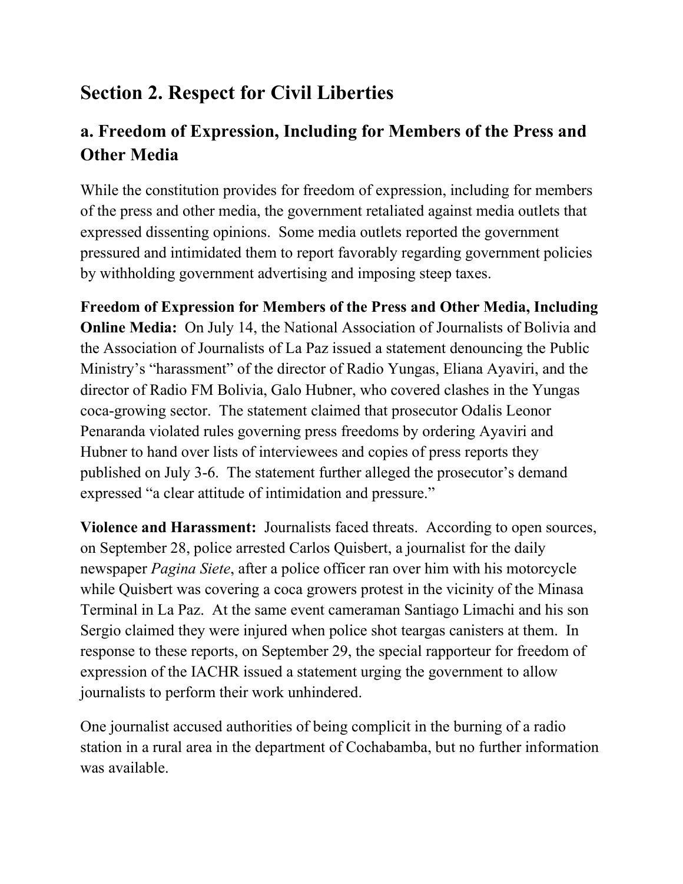## Section 2. Respect for Civil Liberties

### a. Freedom of Expression, Including for Members of the Press and Other Media

While the constitution provides for freedom of expression, including for members of the press and other media, the government retaliated against media outlets that expressed dissenting opinions. Some media outlets reported the government pressured and intimidated them to report favorably regarding government policies by withholding government advertising and imposing steep taxes.

**Freedom of Expression for Members of the Press and Other Media, Including Online Media:** On July 14, the National Association of Journalists of Bolivia and the Association of Journalists of La Paz issued a statement denouncing the Public Ministry's "harassment" of the director of Radio Yungas, Eliana Ayaviri, and the director of Radio FM Bolivia, Galo Hubner, who covered clashes in the Yungas coca-growing sector. The statement claimed that prosecutor Odalis Leonor Penaranda violated rules governing press freedoms by ordering Ayaviri and Hubner to hand over lists of interviewees and copies of press reports they published on July 3-6. The statement further alleged the prosecutor's demand expressed "a clear attitude of intimidation and pressure."

**Violence and Harassment:** Journalists faced threats. According to open sources, on September 28, police arrested Carlos Quisbert, a journalist for the daily newspaper *Pagina Siete*, after a police officer ran over him with his motorcycle while Quisbert was covering a coca growers protest in the vicinity of the Minasa Terminal in La Paz. At the same event cameraman Santiago Limachi and his son Sergio claimed they were injured when police shot teargas canisters at them. In response to these reports, on September 29, the special rapporteur for freedom of expression of the IACHR issued a statement urging the government to allow journalists to perform their work unhindered.

One journalist accused authorities of being complicit in the burning of a radio station in a rural area in the department of Cochabamba, but no further information was available.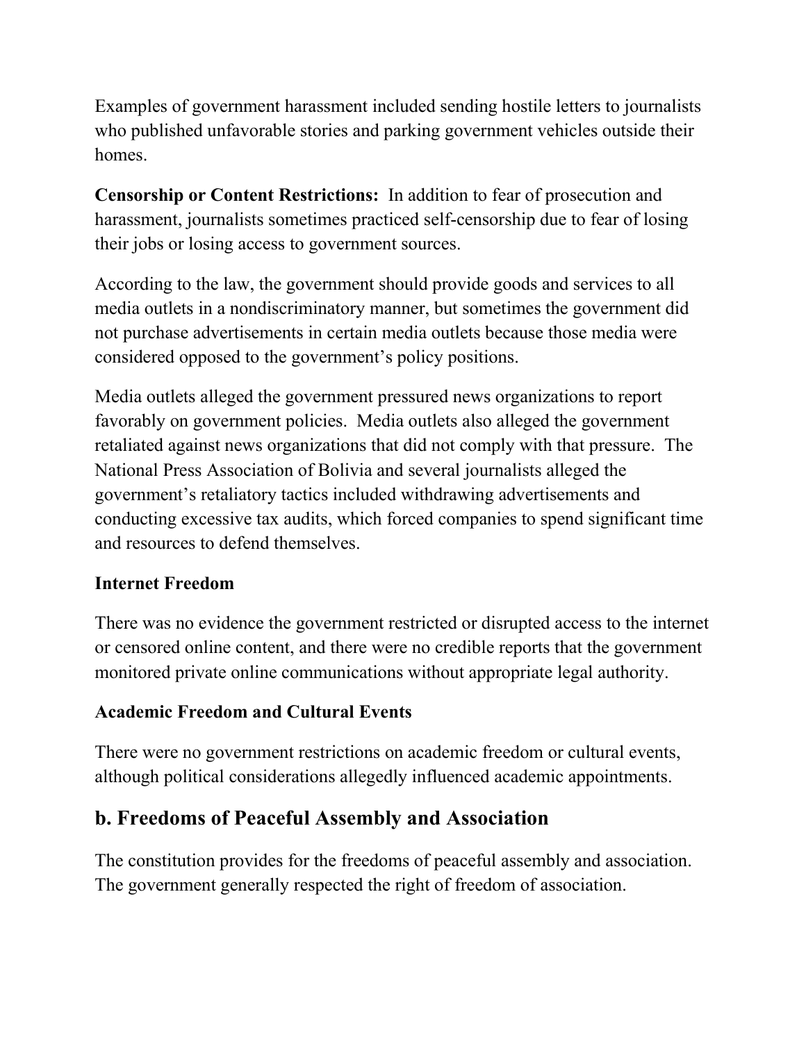Examples of government harassment included sending hostile letters to journalists who published unfavorable stories and parking government vehicles outside their homes.

**Censorship or Content Restrictions:** In addition to fear of prosecution and harassment, journalists sometimes practiced self-censorship due to fear of losing their jobs or losing access to government sources.

According to the law, the government should provide goods and services to all media outlets in a nondiscriminatory manner, but sometimes the government did not purchase advertisements in certain media outlets because those media were considered opposed to the government's policy positions.

Media outlets alleged the government pressured news organizations to report favorably on government policies. Media outlets also alleged the government retaliated against news organizations that did not comply with that pressure. The National Press Association of Bolivia and several journalists alleged the government's retaliatory tactics included withdrawing advertisements and conducting excessive tax audits, which forced companies to spend significant time and resources to defend themselves.

**Internet Freedom**

There was no evidence the government restricted or disrupted access to the internet or censored online content, and there were no credible reports that the government monitored private online communications without appropriate legal authority.

**Academic Freedom and Cultural Events**

There were no government restrictions on academic freedom or cultural events, although political considerations allegedly influenced academic appointments.

## b. Freedoms of Peaceful Assembly and Association

The constitution provides for the freedoms of peaceful assembly and association. The government generally respected the right of freedom of association.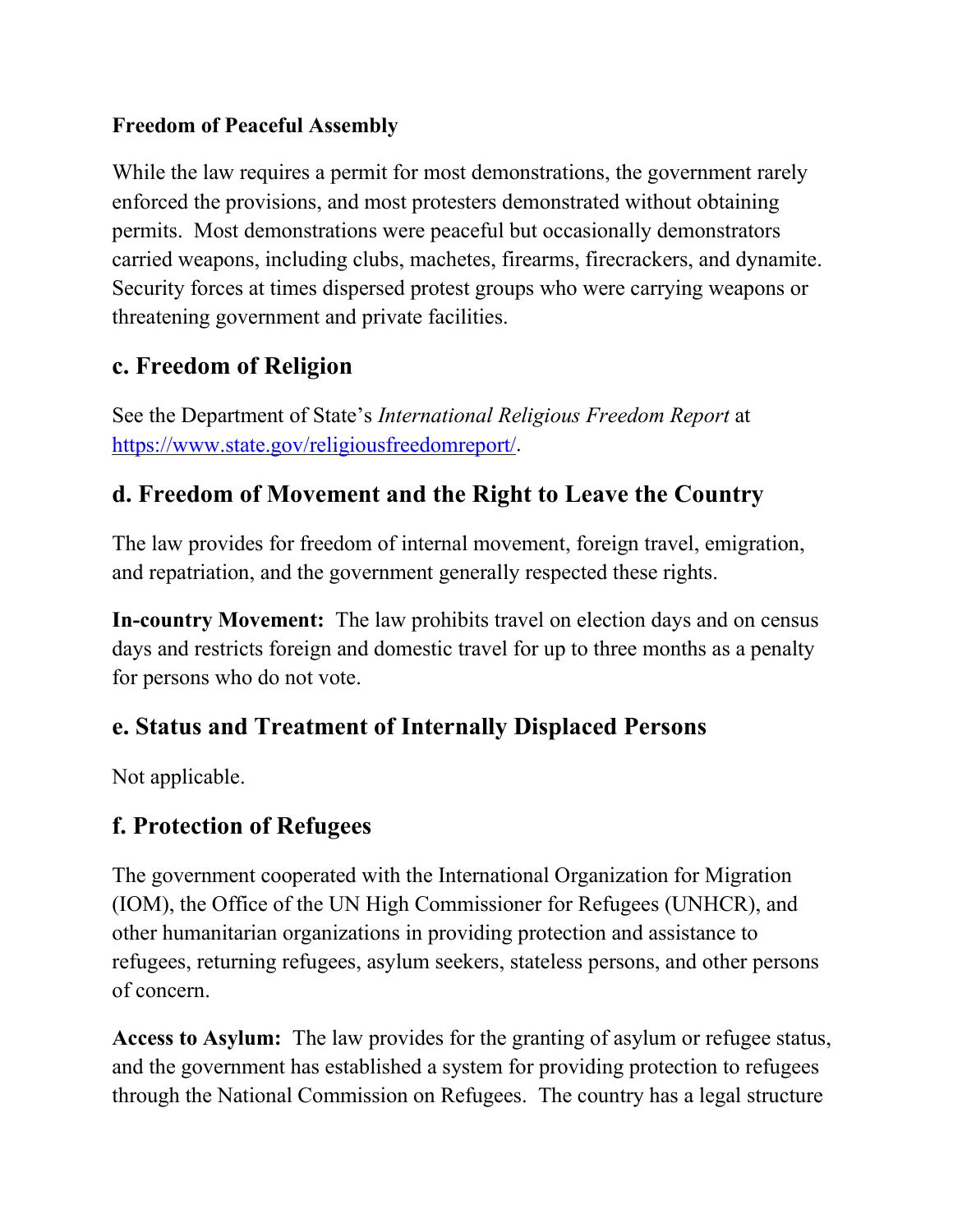**Freedom of Peaceful Assembly**

While the law requires a permit for most demonstrations, the government rarely enforced the provisions, and most protesters demonstrated without obtaining permits. Most demonstrations were peaceful but occasionally demonstrators carried weapons, including clubs, machetes, firearms, firecrackers, and dynamite. Security forces at times dispersed protest groups who were carrying weapons or threatening government and private facilities.

## c. Freedom of Religion

See the Department of State's *International Religious Freedom Report* at https://www.state.gov/religiousfreedomreport/.

## d. Freedom of Movement and the Right to Leave the Country

The law provides for freedom of internal movement, foreign travel, emigration, and repatriation, and the government generally respected these rights.

**In-country Movement:** The law prohibits travel on election days and on census days and restricts foreign and domestic travel for up to three months as a penalty for persons who do not vote.

## e. Status and Treatment of Internally Displaced Persons

Not applicable.

## f. Protection of Refugees

The government cooperated with the International Organization for Migration (IOM), the Office of the UN High Commissioner for Refugees (UNHCR), and other humanitarian organizations in providing protection and assistance to refugees, returning refugees, asylum seekers, stateless persons, and other persons of concern.

**Access to Asylum:** The law provides for the granting of asylum or refugee status, and the government has established a system for providing protection to refugees through the National Commission on Refugees. The country has a legal structure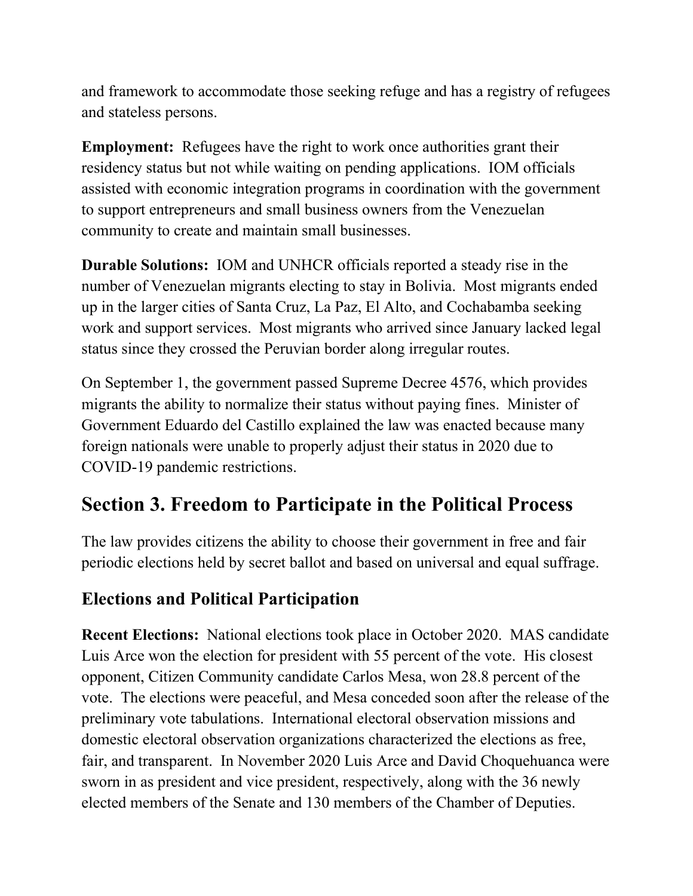and framework to accommodate those seeking refuge and has a registry of refugees and stateless persons.

**Employment:** Refugees have the right to work once authorities grant their residency status but not while waiting on pending applications. IOM officials assisted with economic integration programs in coordination with the government to support entrepreneurs and small business owners from the Venezuelan community to create and maintain small businesses.

**Durable Solutions:** IOM and UNHCR officials reported a steady rise in the number of Venezuelan migrants electing to stay in Bolivia. Most migrants ended up in the larger cities of Santa Cruz, La Paz, El Alto, and Cochabamba seeking work and support services. Most migrants who arrived since January lacked legal status since they crossed the Peruvian border along irregular routes.

On September 1, the government passed Supreme Decree 4576, which provides migrants the ability to normalize their status without paying fines. Minister of Government Eduardo del Castillo explained the law was enacted because many foreign nationals were unable to properly adjust their status in 2020 due to COVID-19 pandemic restrictions.

## Section 3. Freedom to Participate in the Political Process

The law provides citizens the ability to choose their government in free and fair periodic elections held by secret ballot and based on universal and equal suffrage.

### Elections and Political Participation

**Recent Elections:** National elections took place in October 2020. MAS candidate Luis Arce won the election for president with 55 percent of the vote. His closest opponent, Citizen Community candidate Carlos Mesa, won 28.8 percent of the vote. The elections were peaceful, and Mesa conceded soon after the release of the preliminary vote tabulations. International electoral observation missions and domestic electoral observation organizations characterized the elections as free, fair, and transparent. In November 2020 Luis Arce and David Choquehuanca were sworn in as president and vice president, respectively, along with the 36 newly elected members of the Senate and 130 members of the Chamber of Deputies.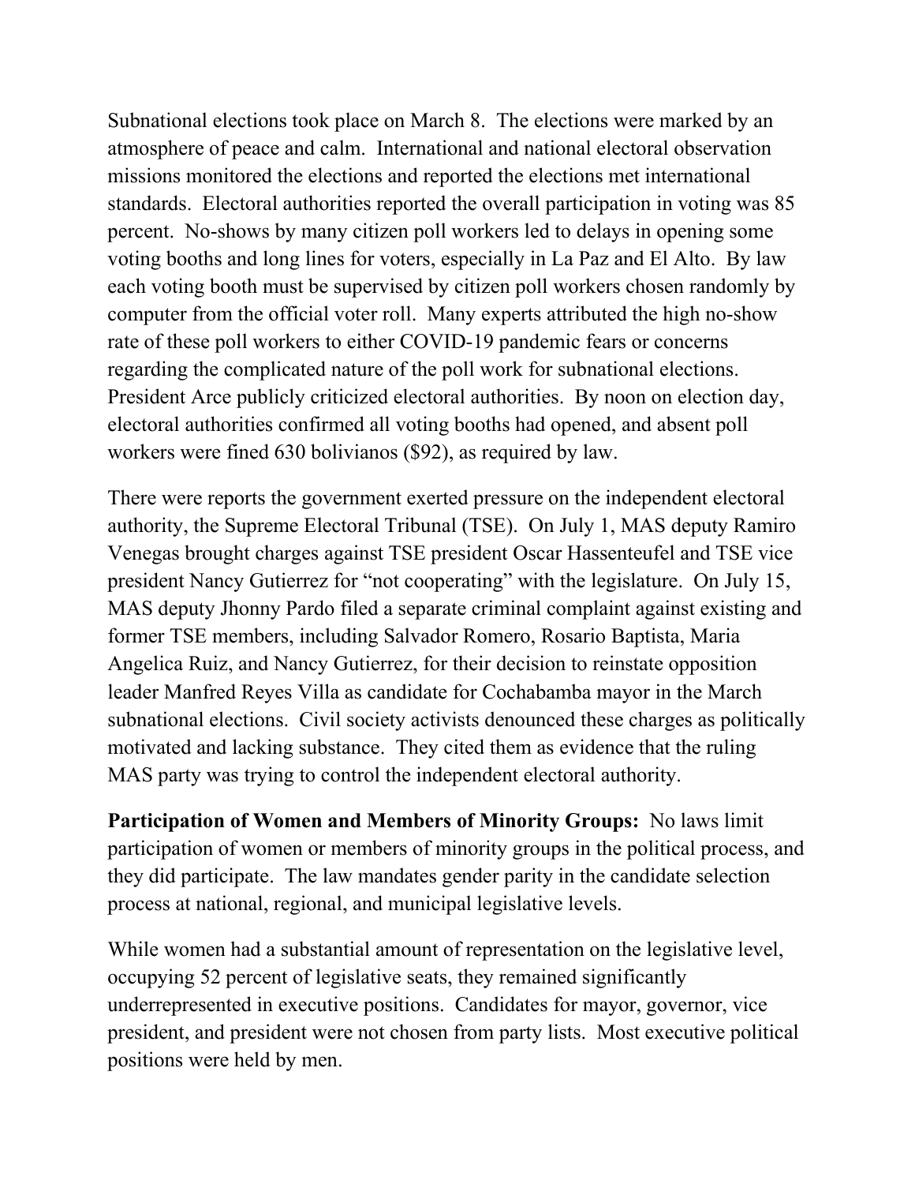Subnational elections took place on March 8. The elections were marked by an atmosphere of peace and calm. International and national electoral observation missions monitored the elections and reported the elections met international standards. Electoral authorities reported the overall participation in voting was 85 percent. No-shows by many citizen poll workers led to delays in opening some voting booths and long lines for voters, especially in La Paz and El Alto. By law each voting booth must be supervised by citizen poll workers chosen randomly by computer from the official voter roll. Many experts attributed the high no-show rate of these poll workers to either COVID-19 pandemic fears or concerns regarding the complicated nature of the poll work for subnational elections. President Arce publicly criticized electoral authorities. By noon on election day, electoral authorities confirmed all voting booths had opened, and absent poll workers were fined 630 bolivianos ($92), as required by law.

There were reports the government exerted pressure on the independent electoral authority, the Supreme Electoral Tribunal (TSE). On July 1, MAS deputy Ramiro Venegas brought charges against TSE president Oscar Hassenteufel and TSE vice president Nancy Gutierrez for "not cooperating" with the legislature. On July 15, MAS deputy Jhonny Pardo filed a separate criminal complaint against existing and former TSE members, including Salvador Romero, Rosario Baptista, Maria Angelica Ruiz, and Nancy Gutierrez, for their decision to reinstate opposition leader Manfred Reyes Villa as candidate for Cochabamba mayor in the March subnational elections. Civil society activists denounced these charges as politically motivated and lacking substance. They cited them as evidence that the ruling MAS party was trying to control the independent electoral authority.

**Participation of Women and Members of Minority Groups:** No laws limit participation of women or members of minority groups in the political process, and they did participate. The law mandates gender parity in the candidate selection process at national, regional, and municipal legislative levels.

While women had a substantial amount of representation on the legislative level, occupying 52 percent of legislative seats, they remained significantly underrepresented in executive positions. Candidates for mayor, governor, vice president, and president were not chosen from party lists. Most executive political positions were held by men.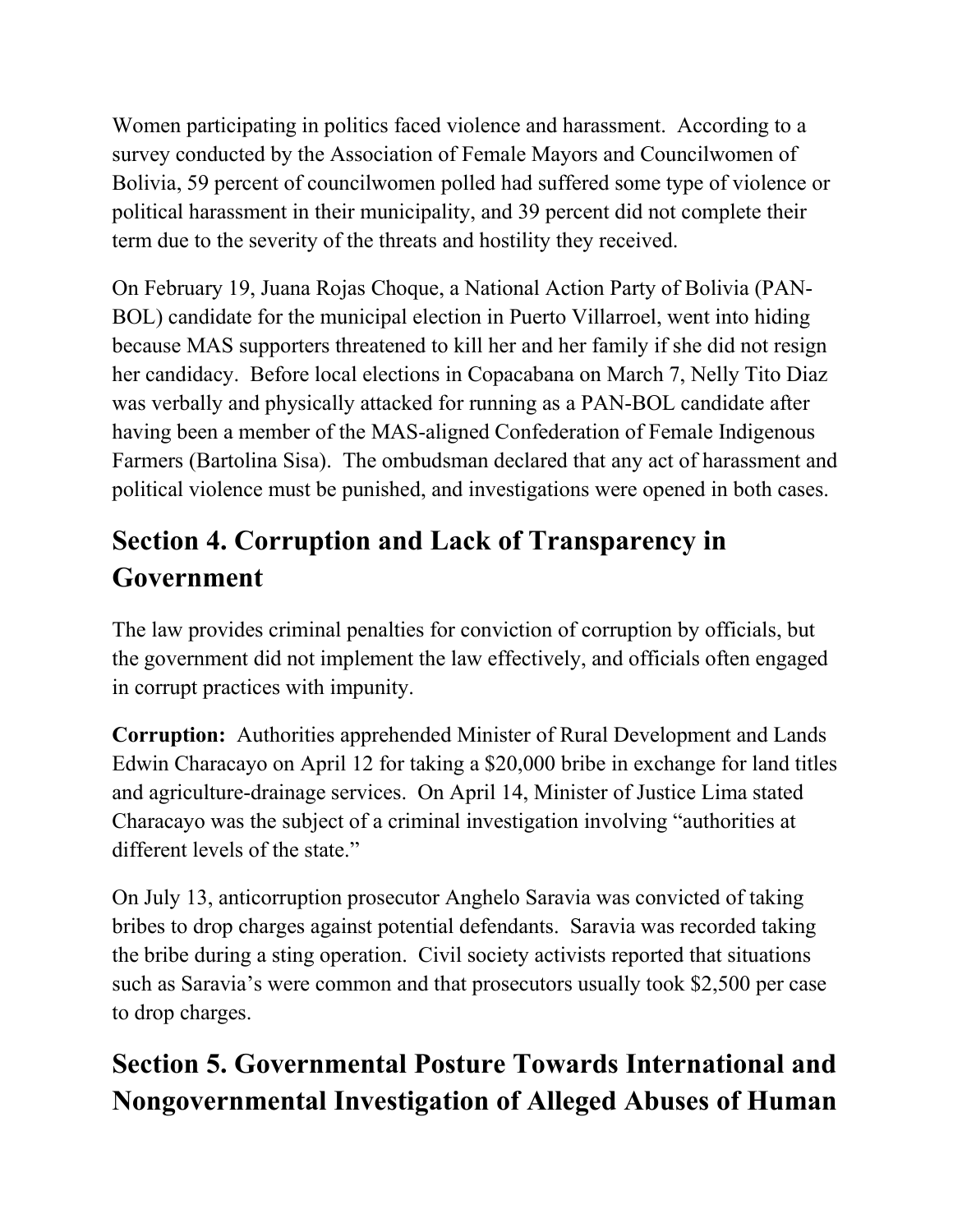Women participating in politics faced violence and harassment. According to a survey conducted by the Association of Female Mayors and Councilwomen of Bolivia, 59 percent of councilwomen polled had suffered some type of violence or political harassment in their municipality, and 39 percent did not complete their term due to the severity of the threats and hostility they received.

On February 19, Juana Rojas Choque, a National Action Party of Bolivia (PAN-BOL) candidate for the municipal election in Puerto Villarroel, went into hiding because MAS supporters threatened to kill her and her family if she did not resign her candidacy. Before local elections in Copacabana on March 7, Nelly Tito Diaz was verbally and physically attacked for running as a PAN-BOL candidate after having been a member of the MAS-aligned Confederation of Female Indigenous Farmers (Bartolina Sisa). The ombudsman declared that any act of harassment and political violence must be punished, and investigations were opened in both cases.

## Section 4. Corruption and Lack of Transparency in Government

The law provides criminal penalties for conviction of corruption by officials, but the government did not implement the law effectively, and officials often engaged in corrupt practices with impunity.

**Corruption:** Authorities apprehended Minister of Rural Development and Lands Edwin Characayo on April 12 for taking a $20,000 bribe in exchange for land titles and agriculture-drainage services. On April 14, Minister of Justice Lima stated Characayo was the subject of a criminal investigation involving "authorities at different levels of the state."

On July 13, anticorruption prosecutor Anghelo Saravia was convicted of taking bribes to drop charges against potential defendants. Saravia was recorded taking the bribe during a sting operation. Civil society activists reported that situations such as Saravia's were common and that prosecutors usually took $2,500 per case to drop charges.

## Section 5. Governmental Posture Towards International and Nongovernmental Investigation of Alleged Abuses of Human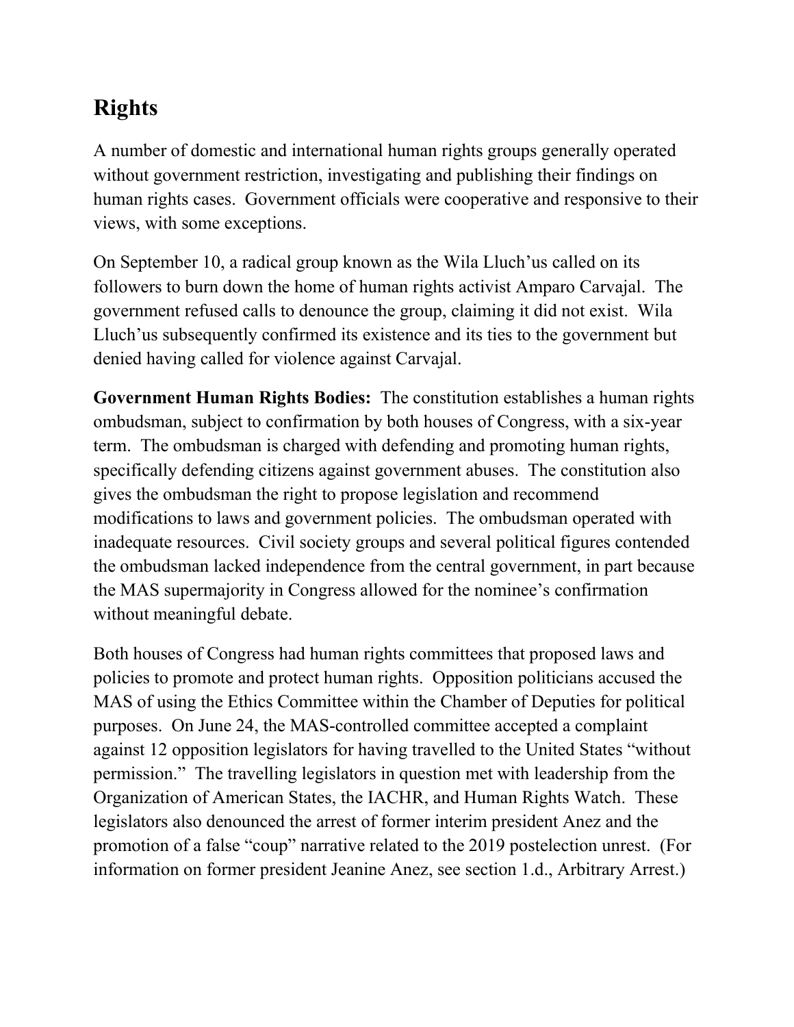## Rights

A number of domestic and international human rights groups generally operated without government restriction, investigating and publishing their findings on human rights cases. Government officials were cooperative and responsive to their views, with some exceptions.

On September 10, a radical group known as the Wila Lluch'us called on its followers to burn down the home of human rights activist Amparo Carvajal. The government refused calls to denounce the group, claiming it did not exist. Wila Lluch'us subsequently confirmed its existence and its ties to the government but denied having called for violence against Carvajal.

**Government Human Rights Bodies:** The constitution establishes a human rights ombudsman, subject to confirmation by both houses of Congress, with a six-year term. The ombudsman is charged with defending and promoting human rights, specifically defending citizens against government abuses. The constitution also gives the ombudsman the right to propose legislation and recommend modifications to laws and government policies. The ombudsman operated with inadequate resources. Civil society groups and several political figures contended the ombudsman lacked independence from the central government, in part because the MAS supermajority in Congress allowed for the nominee's confirmation without meaningful debate.

Both houses of Congress had human rights committees that proposed laws and policies to promote and protect human rights. Opposition politicians accused the MAS of using the Ethics Committee within the Chamber of Deputies for political purposes. On June 24, the MAS-controlled committee accepted a complaint against 12 opposition legislators for having travelled to the United States "without permission." The travelling legislators in question met with leadership from the Organization of American States, the IACHR, and Human Rights Watch. These legislators also denounced the arrest of former interim president Anez and the promotion of a false "coup" narrative related to the 2019 postelection unrest. (For information on former president Jeanine Anez, see section 1.d., Arbitrary Arrest.)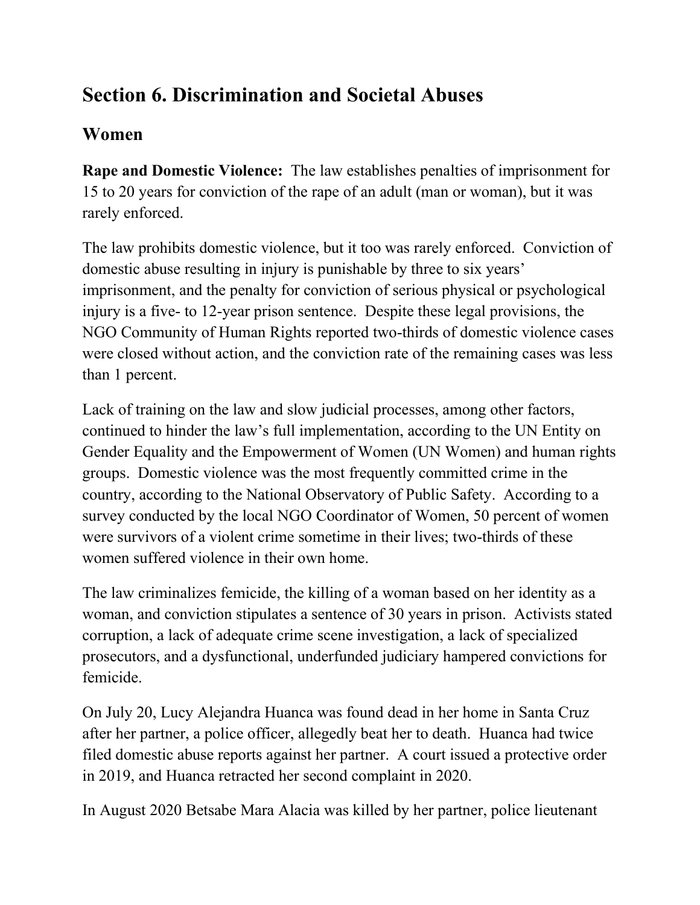## Section 6. Discrimination and Societal Abuses

### Women

**Rape and Domestic Violence:** The law establishes penalties of imprisonment for 15 to 20 years for conviction of the rape of an adult (man or woman), but it was rarely enforced.

The law prohibits domestic violence, but it too was rarely enforced. Conviction of domestic abuse resulting in injury is punishable by three to six years' imprisonment, and the penalty for conviction of serious physical or psychological injury is a five- to 12-year prison sentence. Despite these legal provisions, the NGO Community of Human Rights reported two-thirds of domestic violence cases were closed without action, and the conviction rate of the remaining cases was less than 1 percent.

Lack of training on the law and slow judicial processes, among other factors, continued to hinder the law's full implementation, according to the UN Entity on Gender Equality and the Empowerment of Women (UN Women) and human rights groups. Domestic violence was the most frequently committed crime in the country, according to the National Observatory of Public Safety. According to a survey conducted by the local NGO Coordinator of Women, 50 percent of women were survivors of a violent crime sometime in their lives; two-thirds of these women suffered violence in their own home.

The law criminalizes femicide, the killing of a woman based on her identity as a woman, and conviction stipulates a sentence of 30 years in prison. Activists stated corruption, a lack of adequate crime scene investigation, a lack of specialized prosecutors, and a dysfunctional, underfunded judiciary hampered convictions for femicide.

On July 20, Lucy Alejandra Huanca was found dead in her home in Santa Cruz after her partner, a police officer, allegedly beat her to death. Huanca had twice filed domestic abuse reports against her partner. A court issued a protective order in 2019, and Huanca retracted her second complaint in 2020.

In August 2020 Betsabe Mara Alacia was killed by her partner, police lieutenant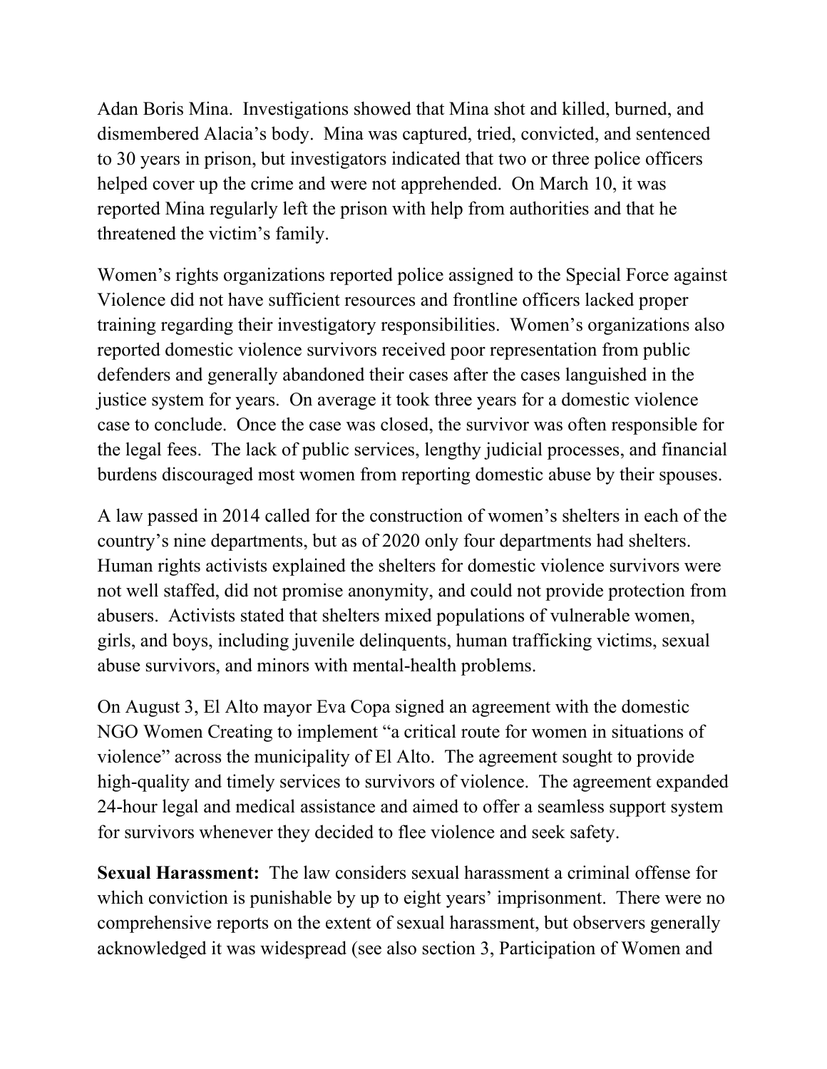Adan Boris Mina. Investigations showed that Mina shot and killed, burned, and dismembered Alacia's body. Mina was captured, tried, convicted, and sentenced to 30 years in prison, but investigators indicated that two or three police officers helped cover up the crime and were not apprehended. On March 10, it was reported Mina regularly left the prison with help from authorities and that he threatened the victim's family.

Women's rights organizations reported police assigned to the Special Force against Violence did not have sufficient resources and frontline officers lacked proper training regarding their investigatory responsibilities. Women's organizations also reported domestic violence survivors received poor representation from public defenders and generally abandoned their cases after the cases languished in the justice system for years. On average it took three years for a domestic violence case to conclude. Once the case was closed, the survivor was often responsible for the legal fees. The lack of public services, lengthy judicial processes, and financial burdens discouraged most women from reporting domestic abuse by their spouses.

A law passed in 2014 called for the construction of women's shelters in each of the country's nine departments, but as of 2020 only four departments had shelters. Human rights activists explained the shelters for domestic violence survivors were not well staffed, did not promise anonymity, and could not provide protection from abusers. Activists stated that shelters mixed populations of vulnerable women, girls, and boys, including juvenile delinquents, human trafficking victims, sexual abuse survivors, and minors with mental-health problems.

On August 3, El Alto mayor Eva Copa signed an agreement with the domestic NGO Women Creating to implement "a critical route for women in situations of violence" across the municipality of El Alto. The agreement sought to provide high-quality and timely services to survivors of violence. The agreement expanded 24-hour legal and medical assistance and aimed to offer a seamless support system for survivors whenever they decided to flee violence and seek safety.

**Sexual Harassment:** The law considers sexual harassment a criminal offense for which conviction is punishable by up to eight years' imprisonment. There were no comprehensive reports on the extent of sexual harassment, but observers generally acknowledged it was widespread (see also section 3, Participation of Women and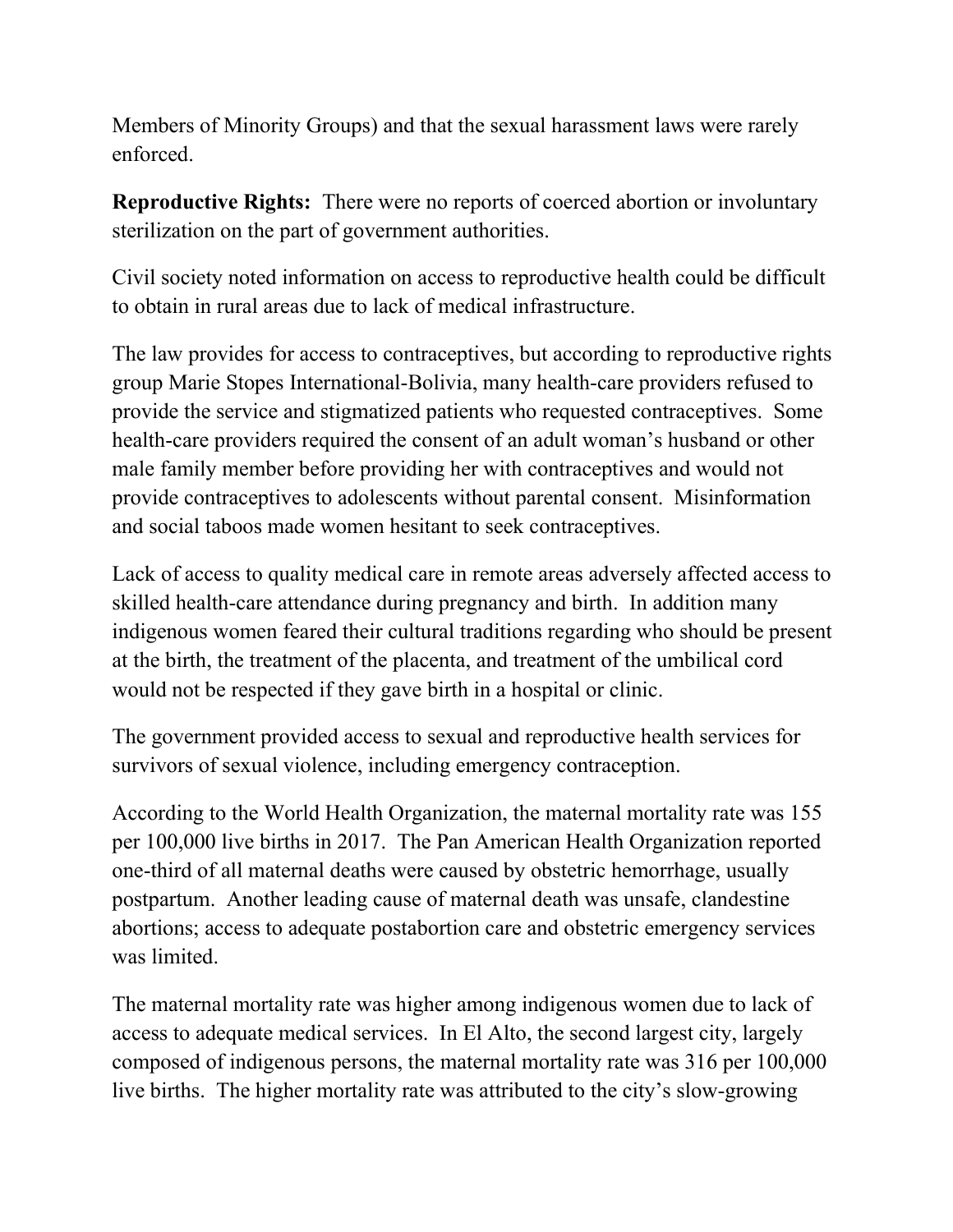Members of Minority Groups) and that the sexual harassment laws were rarely enforced.

**Reproductive Rights:** There were no reports of coerced abortion or involuntary sterilization on the part of government authorities.

Civil society noted information on access to reproductive health could be difficult to obtain in rural areas due to lack of medical infrastructure.

The law provides for access to contraceptives, but according to reproductive rights group Marie Stopes International-Bolivia, many health-care providers refused to provide the service and stigmatized patients who requested contraceptives. Some health-care providers required the consent of an adult woman's husband or other male family member before providing her with contraceptives and would not provide contraceptives to adolescents without parental consent. Misinformation and social taboos made women hesitant to seek contraceptives.

Lack of access to quality medical care in remote areas adversely affected access to skilled health-care attendance during pregnancy and birth. In addition many indigenous women feared their cultural traditions regarding who should be present at the birth, the treatment of the placenta, and treatment of the umbilical cord would not be respected if they gave birth in a hospital or clinic.

The government provided access to sexual and reproductive health services for survivors of sexual violence, including emergency contraception.

According to the World Health Organization, the maternal mortality rate was 155 per 100,000 live births in 2017. The Pan American Health Organization reported one-third of all maternal deaths were caused by obstetric hemorrhage, usually postpartum. Another leading cause of maternal death was unsafe, clandestine abortions; access to adequate postabortion care and obstetric emergency services was limited.

The maternal mortality rate was higher among indigenous women due to lack of access to adequate medical services. In El Alto, the second largest city, largely composed of indigenous persons, the maternal mortality rate was 316 per 100,000 live births. The higher mortality rate was attributed to the city's slow-growing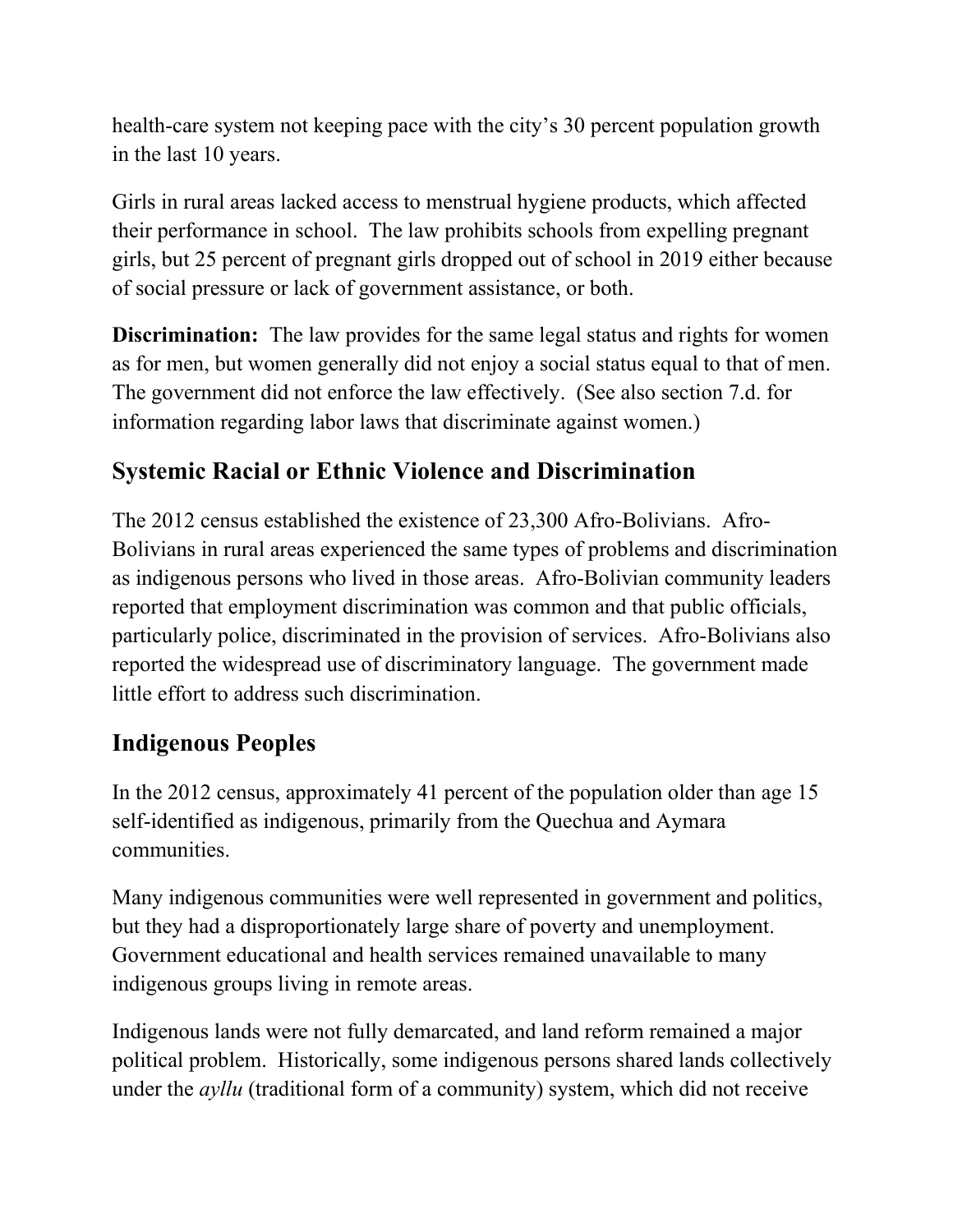health-care system not keeping pace with the city's 30 percent population growth in the last 10 years.

Girls in rural areas lacked access to menstrual hygiene products, which affected their performance in school. The law prohibits schools from expelling pregnant girls, but 25 percent of pregnant girls dropped out of school in 2019 either because of social pressure or lack of government assistance, or both.

**Discrimination:** The law provides for the same legal status and rights for women as for men, but women generally did not enjoy a social status equal to that of men. The government did not enforce the law effectively. (See also section 7.d. for information regarding labor laws that discriminate against women.)

## Systemic Racial or Ethnic Violence and Discrimination

The 2012 census established the existence of 23,300 Afro-Bolivians. Afro-Bolivians in rural areas experienced the same types of problems and discrimination as indigenous persons who lived in those areas. Afro-Bolivian community leaders reported that employment discrimination was common and that public officials, particularly police, discriminated in the provision of services. Afro-Bolivians also reported the widespread use of discriminatory language. The government made little effort to address such discrimination.

## Indigenous Peoples

In the 2012 census, approximately 41 percent of the population older than age 15 self-identified as indigenous, primarily from the Quechua and Aymara communities.

Many indigenous communities were well represented in government and politics, but they had a disproportionately large share of poverty and unemployment. Government educational and health services remained unavailable to many indigenous groups living in remote areas.

Indigenous lands were not fully demarcated, and land reform remained a major political problem. Historically, some indigenous persons shared lands collectively under the *ayllu* (traditional form of a community) system, which did not receive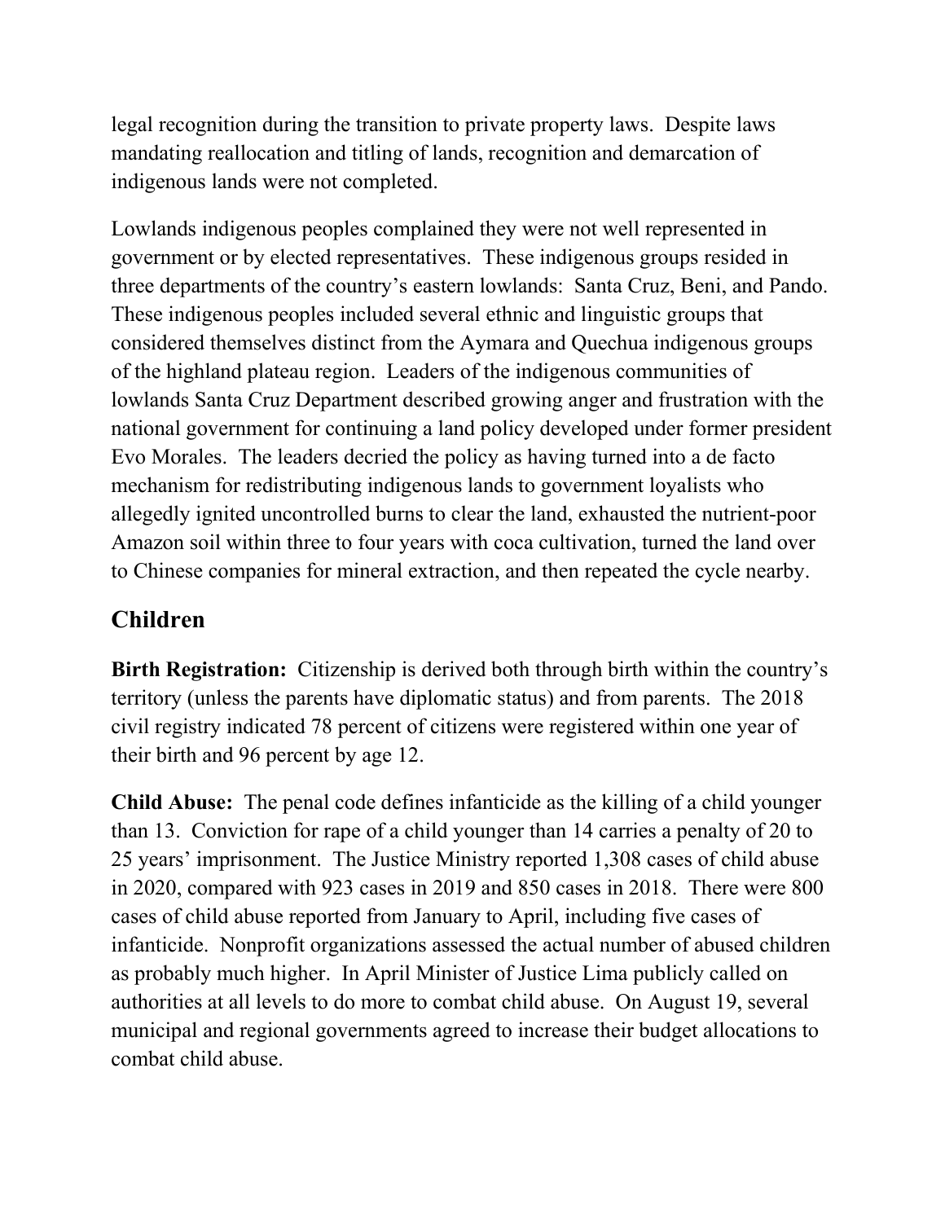legal recognition during the transition to private property laws. Despite laws mandating reallocation and titling of lands, recognition and demarcation of indigenous lands were not completed.

Lowlands indigenous peoples complained they were not well represented in government or by elected representatives. These indigenous groups resided in three departments of the country's eastern lowlands: Santa Cruz, Beni, and Pando. These indigenous peoples included several ethnic and linguistic groups that considered themselves distinct from the Aymara and Quechua indigenous groups of the highland plateau region. Leaders of the indigenous communities of lowlands Santa Cruz Department described growing anger and frustration with the national government for continuing a land policy developed under former president Evo Morales. The leaders decried the policy as having turned into a de facto mechanism for redistributing indigenous lands to government loyalists who allegedly ignited uncontrolled burns to clear the land, exhausted the nutrient-poor Amazon soil within three to four years with coca cultivation, turned the land over to Chinese companies for mineral extraction, and then repeated the cycle nearby.

## Children

**Birth Registration:** Citizenship is derived both through birth within the country's territory (unless the parents have diplomatic status) and from parents. The 2018 civil registry indicated 78 percent of citizens were registered within one year of their birth and 96 percent by age 12.

**Child Abuse:** The penal code defines infanticide as the killing of a child younger than 13. Conviction for rape of a child younger than 14 carries a penalty of 20 to 25 years' imprisonment. The Justice Ministry reported 1,308 cases of child abuse in 2020, compared with 923 cases in 2019 and 850 cases in 2018. There were 800 cases of child abuse reported from January to April, including five cases of infanticide. Nonprofit organizations assessed the actual number of abused children as probably much higher. In April Minister of Justice Lima publicly called on authorities at all levels to do more to combat child abuse. On August 19, several municipal and regional governments agreed to increase their budget allocations to combat child abuse.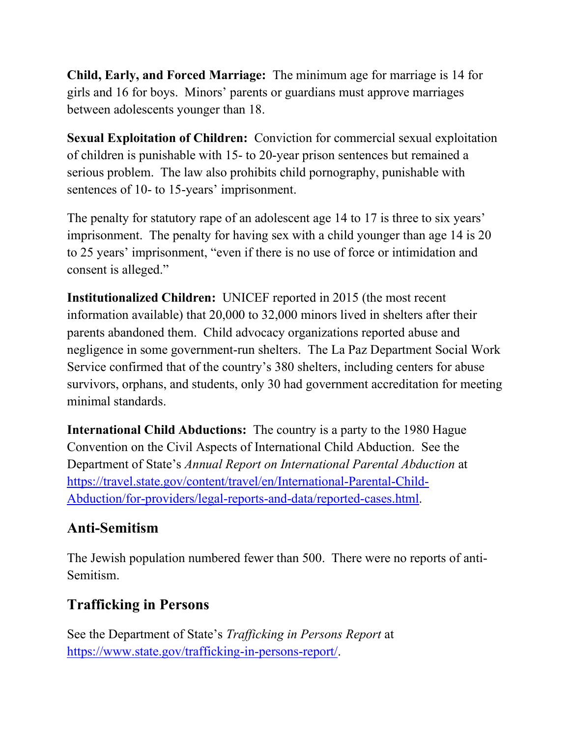**Child, Early, and Forced Marriage:** The minimum age for marriage is 14 for girls and 16 for boys. Minors' parents or guardians must approve marriages between adolescents younger than 18.

**Sexual Exploitation of Children:** Conviction for commercial sexual exploitation of children is punishable with 15- to 20-year prison sentences but remained a serious problem. The law also prohibits child pornography, punishable with sentences of 10- to 15-years' imprisonment.

The penalty for statutory rape of an adolescent age 14 to 17 is three to six years' imprisonment. The penalty for having sex with a child younger than age 14 is 20 to 25 years' imprisonment, "even if there is no use of force or intimidation and consent is alleged."

**Institutionalized Children:** UNICEF reported in 2015 (the most recent information available) that 20,000 to 32,000 minors lived in shelters after their parents abandoned them. Child advocacy organizations reported abuse and negligence in some government-run shelters. The La Paz Department Social Work Service confirmed that of the country's 380 shelters, including centers for abuse survivors, orphans, and students, only 30 had government accreditation for meeting minimal standards.

**International Child Abductions:** The country is a party to the 1980 Hague Convention on the Civil Aspects of International Child Abduction. See the Department of State's *Annual Report on International Parental Abduction* at https://travel.state.gov/content/travel/en/International-Parental-Child-Abduction/for-providers/legal-reports-and-data/reported-cases.html.

## Anti-Semitism

The Jewish population numbered fewer than 500. There were no reports of anti-Semitism.

## Trafficking in Persons

See the Department of State's *Trafficking in Persons Report* at https://www.state.gov/trafficking-in-persons-report/.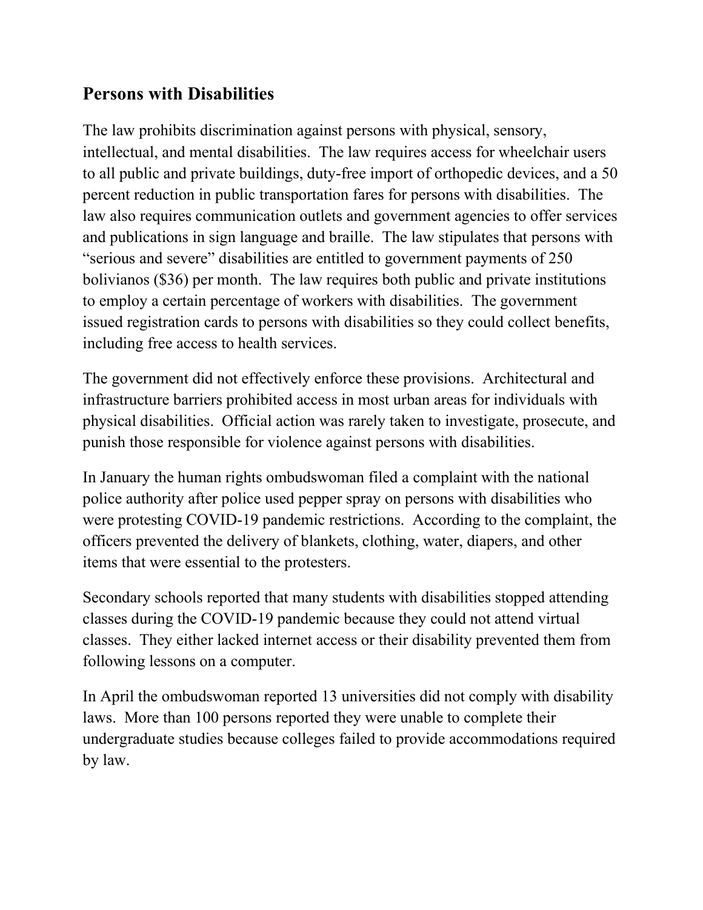## Persons with Disabilities

The law prohibits discrimination against persons with physical, sensory, intellectual, and mental disabilities. The law requires access for wheelchair users to all public and private buildings, duty-free import of orthopedic devices, and a 50 percent reduction in public transportation fares for persons with disabilities. The law also requires communication outlets and government agencies to offer services and publications in sign language and braille. The law stipulates that persons with "serious and severe" disabilities are entitled to government payments of 250 bolivianos ($36) per month. The law requires both public and private institutions to employ a certain percentage of workers with disabilities. The government issued registration cards to persons with disabilities so they could collect benefits, including free access to health services.

The government did not effectively enforce these provisions. Architectural and infrastructure barriers prohibited access in most urban areas for individuals with physical disabilities. Official action was rarely taken to investigate, prosecute, and punish those responsible for violence against persons with disabilities.

In January the human rights ombudswoman filed a complaint with the national police authority after police used pepper spray on persons with disabilities who were protesting COVID-19 pandemic restrictions. According to the complaint, the officers prevented the delivery of blankets, clothing, water, diapers, and other items that were essential to the protesters.

Secondary schools reported that many students with disabilities stopped attending classes during the COVID-19 pandemic because they could not attend virtual classes. They either lacked internet access or their disability prevented them from following lessons on a computer.

In April the ombudswoman reported 13 universities did not comply with disability laws. More than 100 persons reported they were unable to complete their undergraduate studies because colleges failed to provide accommodations required by law.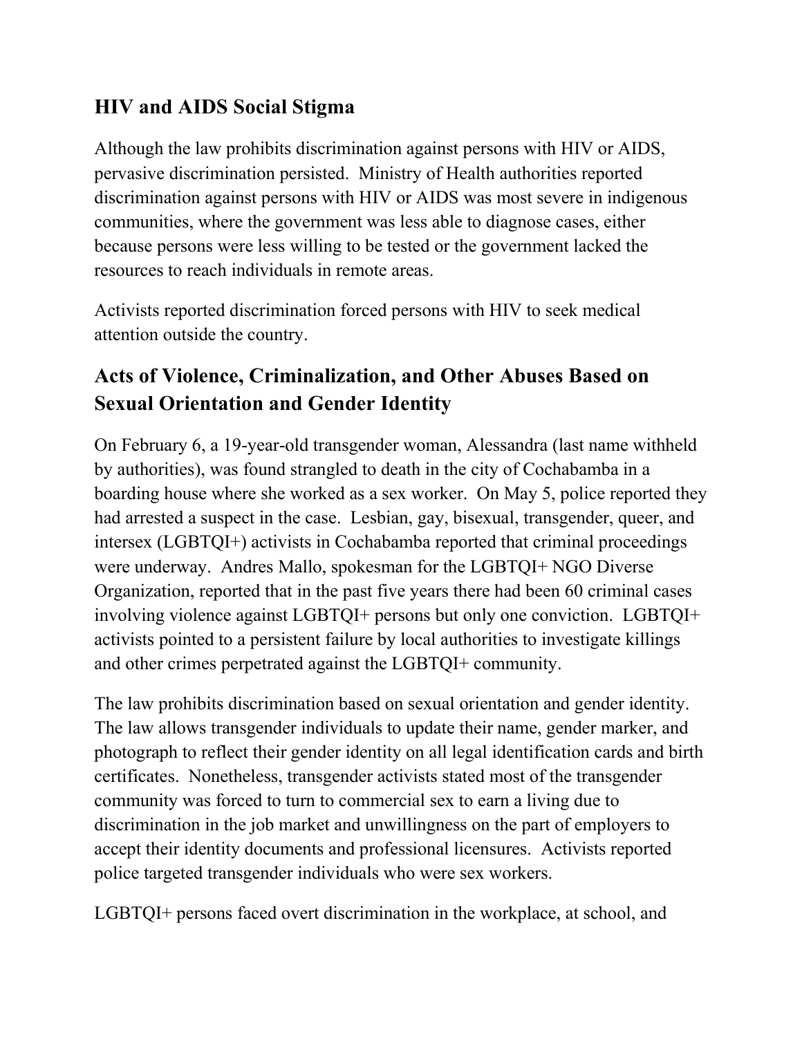## HIV and AIDS Social Stigma

Although the law prohibits discrimination against persons with HIV or AIDS, pervasive discrimination persisted. Ministry of Health authorities reported discrimination against persons with HIV or AIDS was most severe in indigenous communities, where the government was less able to diagnose cases, either because persons were less willing to be tested or the government lacked the resources to reach individuals in remote areas.

Activists reported discrimination forced persons with HIV to seek medical attention outside the country.

## Acts of Violence, Criminalization, and Other Abuses Based on Sexual Orientation and Gender Identity

On February 6, a 19-year-old transgender woman, Alessandra (last name withheld by authorities), was found strangled to death in the city of Cochabamba in a boarding house where she worked as a sex worker. On May 5, police reported they had arrested a suspect in the case. Lesbian, gay, bisexual, transgender, queer, and intersex (LGBTQI+) activists in Cochabamba reported that criminal proceedings were underway. Andres Mallo, spokesman for the LGBTQI+ NGO Diverse Organization, reported that in the past five years there had been 60 criminal cases involving violence against LGBTQI+ persons but only one conviction. LGBTQI+ activists pointed to a persistent failure by local authorities to investigate killings and other crimes perpetrated against the LGBTQI+ community.

The law prohibits discrimination based on sexual orientation and gender identity. The law allows transgender individuals to update their name, gender marker, and photograph to reflect their gender identity on all legal identification cards and birth certificates. Nonetheless, transgender activists stated most of the transgender community was forced to turn to commercial sex to earn a living due to discrimination in the job market and unwillingness on the part of employers to accept their identity documents and professional licensures. Activists reported police targeted transgender individuals who were sex workers.

LGBTQI+ persons faced overt discrimination in the workplace, at school, and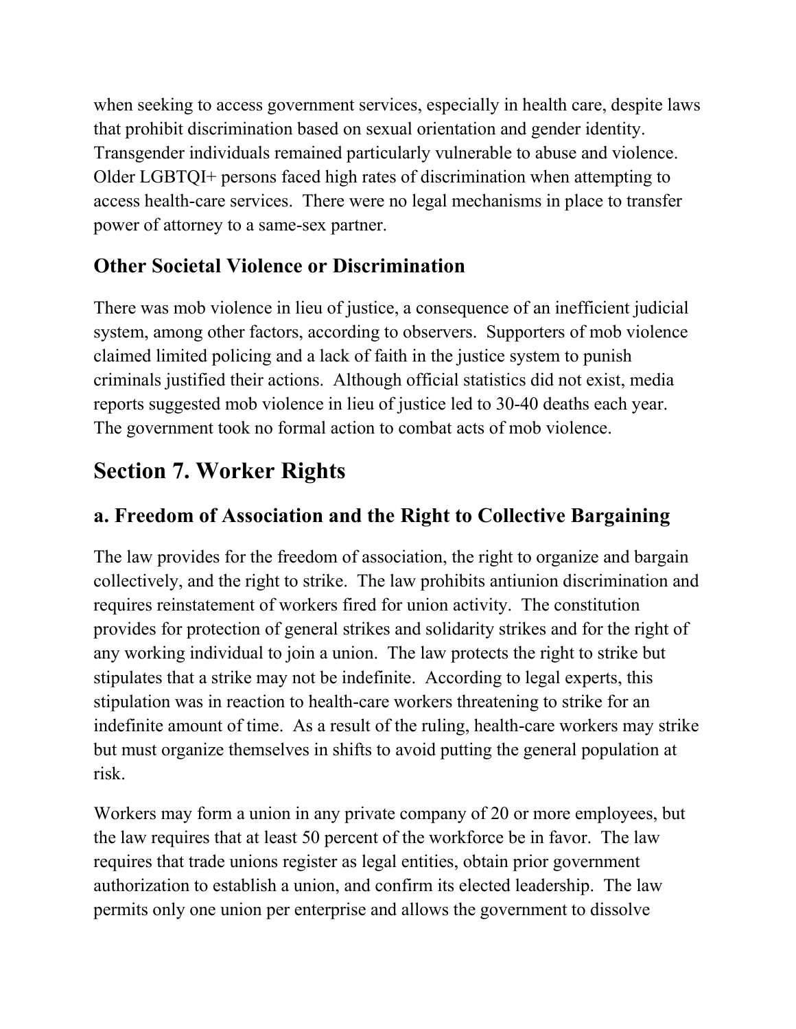when seeking to access government services, especially in health care, despite laws that prohibit discrimination based on sexual orientation and gender identity. Transgender individuals remained particularly vulnerable to abuse and violence. Older LGBTQI+ persons faced high rates of discrimination when attempting to access health-care services. There were no legal mechanisms in place to transfer power of attorney to a same-sex partner.

### Other Societal Violence or Discrimination

There was mob violence in lieu of justice, a consequence of an inefficient judicial system, among other factors, according to observers. Supporters of mob violence claimed limited policing and a lack of faith in the justice system to punish criminals justified their actions. Although official statistics did not exist, media reports suggested mob violence in lieu of justice led to 30-40 deaths each year. The government took no formal action to combat acts of mob violence.

## Section 7. Worker Rights

### a. Freedom of Association and the Right to Collective Bargaining

The law provides for the freedom of association, the right to organize and bargain collectively, and the right to strike. The law prohibits antiunion discrimination and requires reinstatement of workers fired for union activity. The constitution provides for protection of general strikes and solidarity strikes and for the right of any working individual to join a union. The law protects the right to strike but stipulates that a strike may not be indefinite. According to legal experts, this stipulation was in reaction to health-care workers threatening to strike for an indefinite amount of time. As a result of the ruling, health-care workers may strike but must organize themselves in shifts to avoid putting the general population at risk.

Workers may form a union in any private company of 20 or more employees, but the law requires that at least 50 percent of the workforce be in favor. The law requires that trade unions register as legal entities, obtain prior government authorization to establish a union, and confirm its elected leadership. The law permits only one union per enterprise and allows the government to dissolve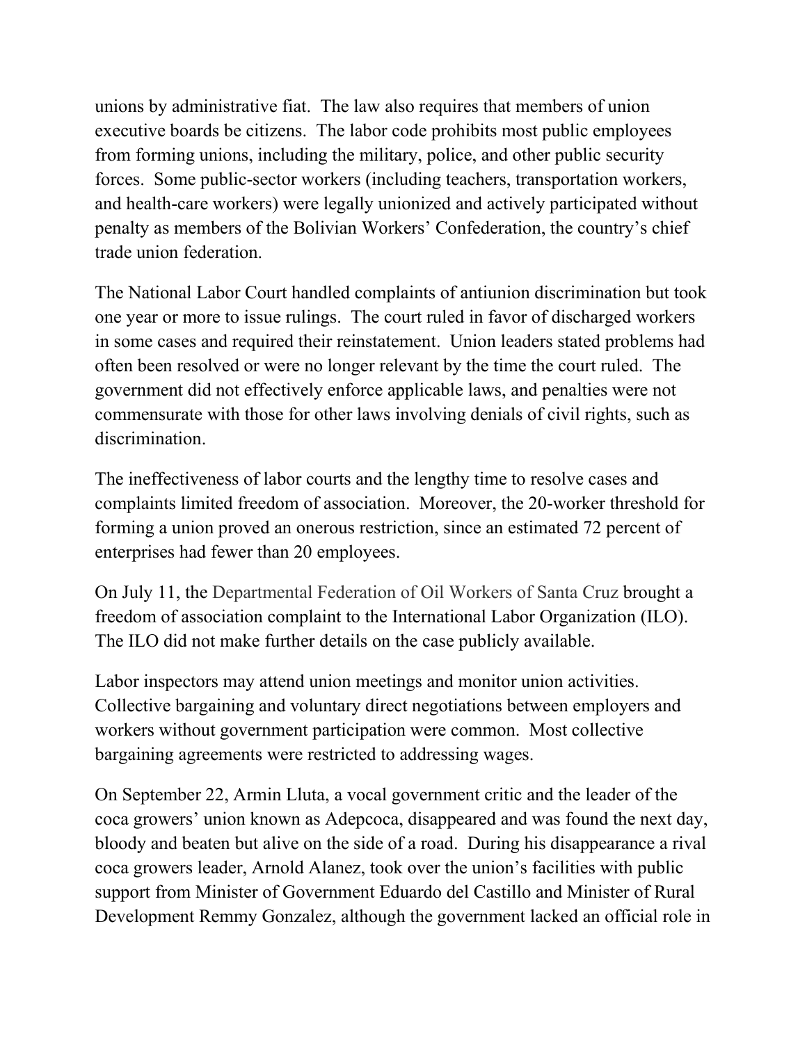unions by administrative fiat. The law also requires that members of union executive boards be citizens. The labor code prohibits most public employees from forming unions, including the military, police, and other public security forces. Some public-sector workers (including teachers, transportation workers, and health-care workers) were legally unionized and actively participated without penalty as members of the Bolivian Workers' Confederation, the country's chief trade union federation.

The National Labor Court handled complaints of antiunion discrimination but took one year or more to issue rulings. The court ruled in favor of discharged workers in some cases and required their reinstatement. Union leaders stated problems had often been resolved or were no longer relevant by the time the court ruled. The government did not effectively enforce applicable laws, and penalties were not commensurate with those for other laws involving denials of civil rights, such as discrimination.

The ineffectiveness of labor courts and the lengthy time to resolve cases and complaints limited freedom of association. Moreover, the 20-worker threshold for forming a union proved an onerous restriction, since an estimated 72 percent of enterprises had fewer than 20 employees.

On July 11, the Departmental Federation of Oil Workers of Santa Cruz brought a freedom of association complaint to the International Labor Organization (ILO). The ILO did not make further details on the case publicly available.

Labor inspectors may attend union meetings and monitor union activities. Collective bargaining and voluntary direct negotiations between employers and workers without government participation were common. Most collective bargaining agreements were restricted to addressing wages.

On September 22, Armin Lluta, a vocal government critic and the leader of the coca growers' union known as Adepcoca, disappeared and was found the next day, bloody and beaten but alive on the side of a road. During his disappearance a rival coca growers leader, Arnold Alanez, took over the union's facilities with public support from Minister of Government Eduardo del Castillo and Minister of Rural Development Remmy Gonzalez, although the government lacked an official role in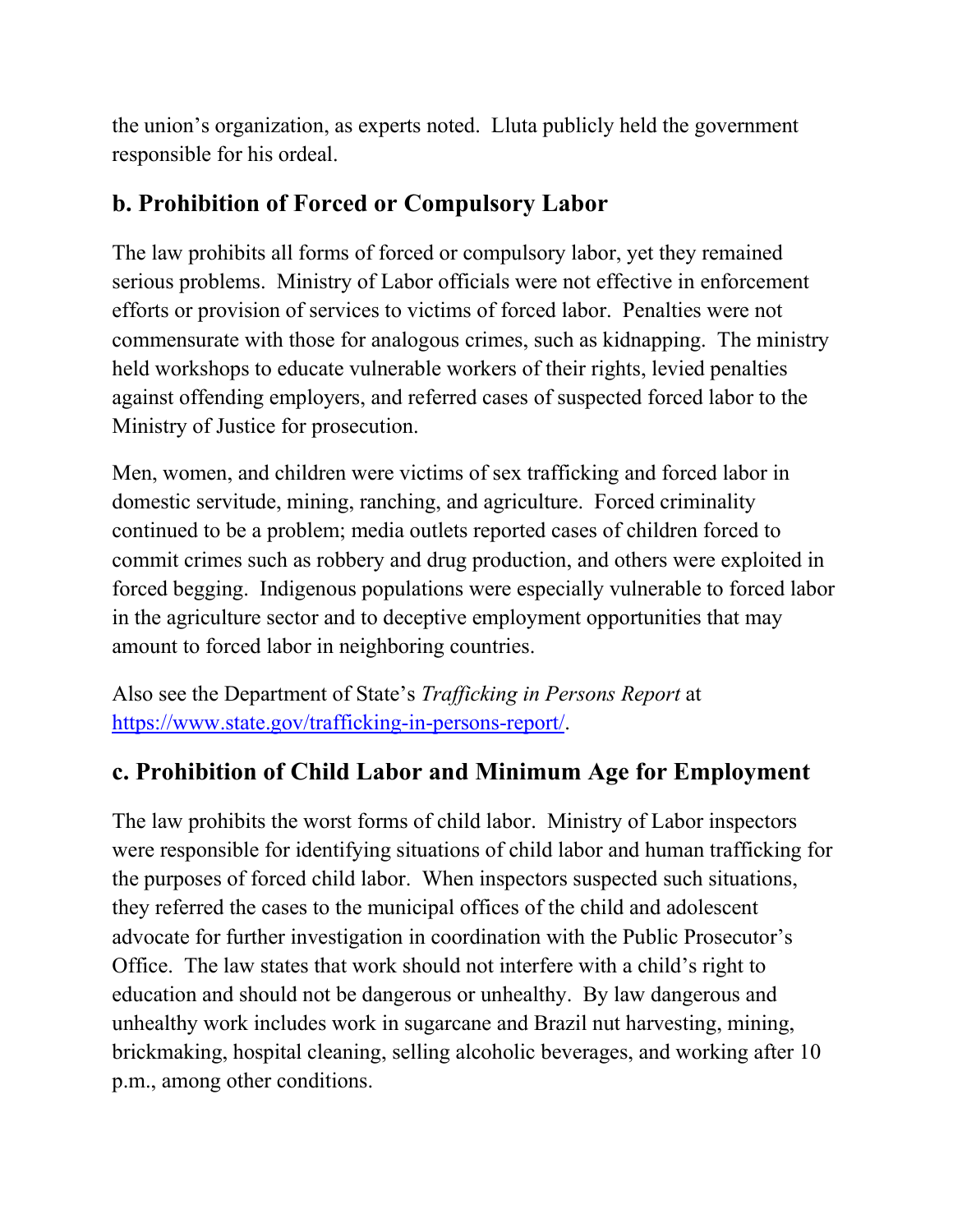the union's organization, as experts noted. Lluta publicly held the government responsible for his ordeal.

## b. Prohibition of Forced or Compulsory Labor

The law prohibits all forms of forced or compulsory labor, yet they remained serious problems. Ministry of Labor officials were not effective in enforcement efforts or provision of services to victims of forced labor. Penalties were not commensurate with those for analogous crimes, such as kidnapping. The ministry held workshops to educate vulnerable workers of their rights, levied penalties against offending employers, and referred cases of suspected forced labor to the Ministry of Justice for prosecution.

Men, women, and children were victims of sex trafficking and forced labor in domestic servitude, mining, ranching, and agriculture. Forced criminality continued to be a problem; media outlets reported cases of children forced to commit crimes such as robbery and drug production, and others were exploited in forced begging. Indigenous populations were especially vulnerable to forced labor in the agriculture sector and to deceptive employment opportunities that may amount to forced labor in neighboring countries.

Also see the Department of State's *Trafficking in Persons Report* at [https://www.state.gov/trafficking-in-persons-report/](https://www.state.gov/trafficking-in-persons-report/).

## c. Prohibition of Child Labor and Minimum Age for Employment

The law prohibits the worst forms of child labor. Ministry of Labor inspectors were responsible for identifying situations of child labor and human trafficking for the purposes of forced child labor. When inspectors suspected such situations, they referred the cases to the municipal offices of the child and adolescent advocate for further investigation in coordination with the Public Prosecutor's Office. The law states that work should not interfere with a child's right to education and should not be dangerous or unhealthy. By law dangerous and unhealthy work includes work in sugarcane and Brazil nut harvesting, mining, brickmaking, hospital cleaning, selling alcoholic beverages, and working after 10 p.m., among other conditions.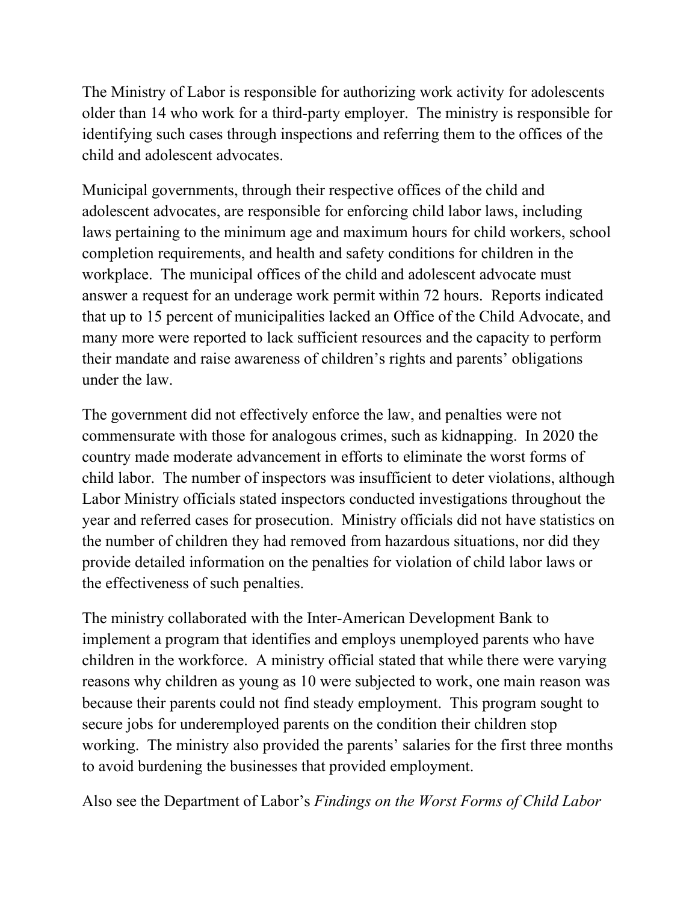The Ministry of Labor is responsible for authorizing work activity for adolescents older than 14 who work for a third-party employer. The ministry is responsible for identifying such cases through inspections and referring them to the offices of the child and adolescent advocates.

Municipal governments, through their respective offices of the child and adolescent advocates, are responsible for enforcing child labor laws, including laws pertaining to the minimum age and maximum hours for child workers, school completion requirements, and health and safety conditions for children in the workplace. The municipal offices of the child and adolescent advocate must answer a request for an underage work permit within 72 hours. Reports indicated that up to 15 percent of municipalities lacked an Office of the Child Advocate, and many more were reported to lack sufficient resources and the capacity to perform their mandate and raise awareness of children's rights and parents' obligations under the law.

The government did not effectively enforce the law, and penalties were not commensurate with those for analogous crimes, such as kidnapping. In 2020 the country made moderate advancement in efforts to eliminate the worst forms of child labor. The number of inspectors was insufficient to deter violations, although Labor Ministry officials stated inspectors conducted investigations throughout the year and referred cases for prosecution. Ministry officials did not have statistics on the number of children they had removed from hazardous situations, nor did they provide detailed information on the penalties for violation of child labor laws or the effectiveness of such penalties.

The ministry collaborated with the Inter-American Development Bank to implement a program that identifies and employs unemployed parents who have children in the workforce. A ministry official stated that while there were varying reasons why children as young as 10 were subjected to work, one main reason was because their parents could not find steady employment. This program sought to secure jobs for underemployed parents on the condition their children stop working. The ministry also provided the parents' salaries for the first three months to avoid burdening the businesses that provided employment.

Also see the Department of Labor's *Findings on the Worst Forms of Child Labor*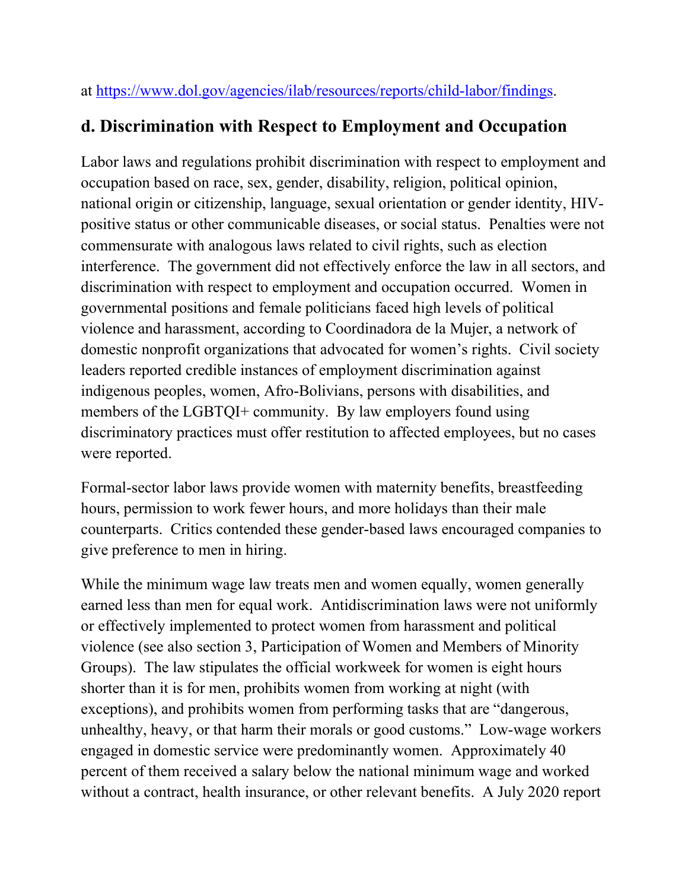at https://www.dol.gov/agencies/ilab/resources/reports/child-labor/findings.

## d. Discrimination with Respect to Employment and Occupation

Labor laws and regulations prohibit discrimination with respect to employment and occupation based on race, sex, gender, disability, religion, political opinion, national origin or citizenship, language, sexual orientation or gender identity, HIV-positive status or other communicable diseases, or social status. Penalties were not commensurate with analogous laws related to civil rights, such as election interference. The government did not effectively enforce the law in all sectors, and discrimination with respect to employment and occupation occurred. Women in governmental positions and female politicians faced high levels of political violence and harassment, according to Coordinadora de la Mujer, a network of domestic nonprofit organizations that advocated for women's rights. Civil society leaders reported credible instances of employment discrimination against indigenous peoples, women, Afro-Bolivians, persons with disabilities, and members of the LGBTQI+ community. By law employers found using discriminatory practices must offer restitution to affected employees, but no cases were reported.

Formal-sector labor laws provide women with maternity benefits, breastfeeding hours, permission to work fewer hours, and more holidays than their male counterparts. Critics contended these gender-based laws encouraged companies to give preference to men in hiring.

While the minimum wage law treats men and women equally, women generally earned less than men for equal work. Antidiscrimination laws were not uniformly or effectively implemented to protect women from harassment and political violence (see also section 3, Participation of Women and Members of Minority Groups). The law stipulates the official workweek for women is eight hours shorter than it is for men, prohibits women from working at night (with exceptions), and prohibits women from performing tasks that are "dangerous, unhealthy, heavy, or that harm their morals or good customs." Low-wage workers engaged in domestic service were predominantly women. Approximately 40 percent of them received a salary below the national minimum wage and worked without a contract, health insurance, or other relevant benefits. A July 2020 report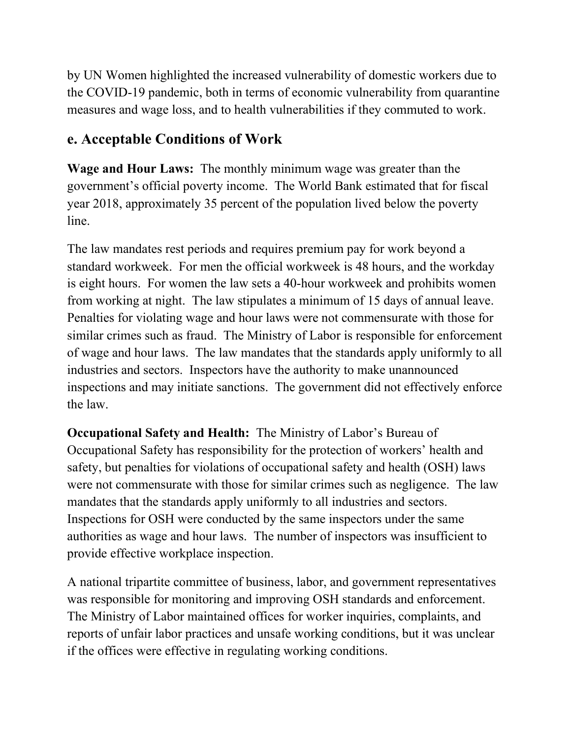by UN Women highlighted the increased vulnerability of domestic workers due to the COVID-19 pandemic, both in terms of economic vulnerability from quarantine measures and wage loss, and to health vulnerabilities if they commuted to work.

## e. Acceptable Conditions of Work

**Wage and Hour Laws:** The monthly minimum wage was greater than the government's official poverty income. The World Bank estimated that for fiscal year 2018, approximately 35 percent of the population lived below the poverty line.

The law mandates rest periods and requires premium pay for work beyond a standard workweek. For men the official workweek is 48 hours, and the workday is eight hours. For women the law sets a 40-hour workweek and prohibits women from working at night. The law stipulates a minimum of 15 days of annual leave. Penalties for violating wage and hour laws were not commensurate with those for similar crimes such as fraud. The Ministry of Labor is responsible for enforcement of wage and hour laws. The law mandates that the standards apply uniformly to all industries and sectors. Inspectors have the authority to make unannounced inspections and may initiate sanctions. The government did not effectively enforce the law.

**Occupational Safety and Health:** The Ministry of Labor's Bureau of Occupational Safety has responsibility for the protection of workers' health and safety, but penalties for violations of occupational safety and health (OSH) laws were not commensurate with those for similar crimes such as negligence. The law mandates that the standards apply uniformly to all industries and sectors. Inspections for OSH were conducted by the same inspectors under the same authorities as wage and hour laws. The number of inspectors was insufficient to provide effective workplace inspection.

A national tripartite committee of business, labor, and government representatives was responsible for monitoring and improving OSH standards and enforcement. The Ministry of Labor maintained offices for worker inquiries, complaints, and reports of unfair labor practices and unsafe working conditions, but it was unclear if the offices were effective in regulating working conditions.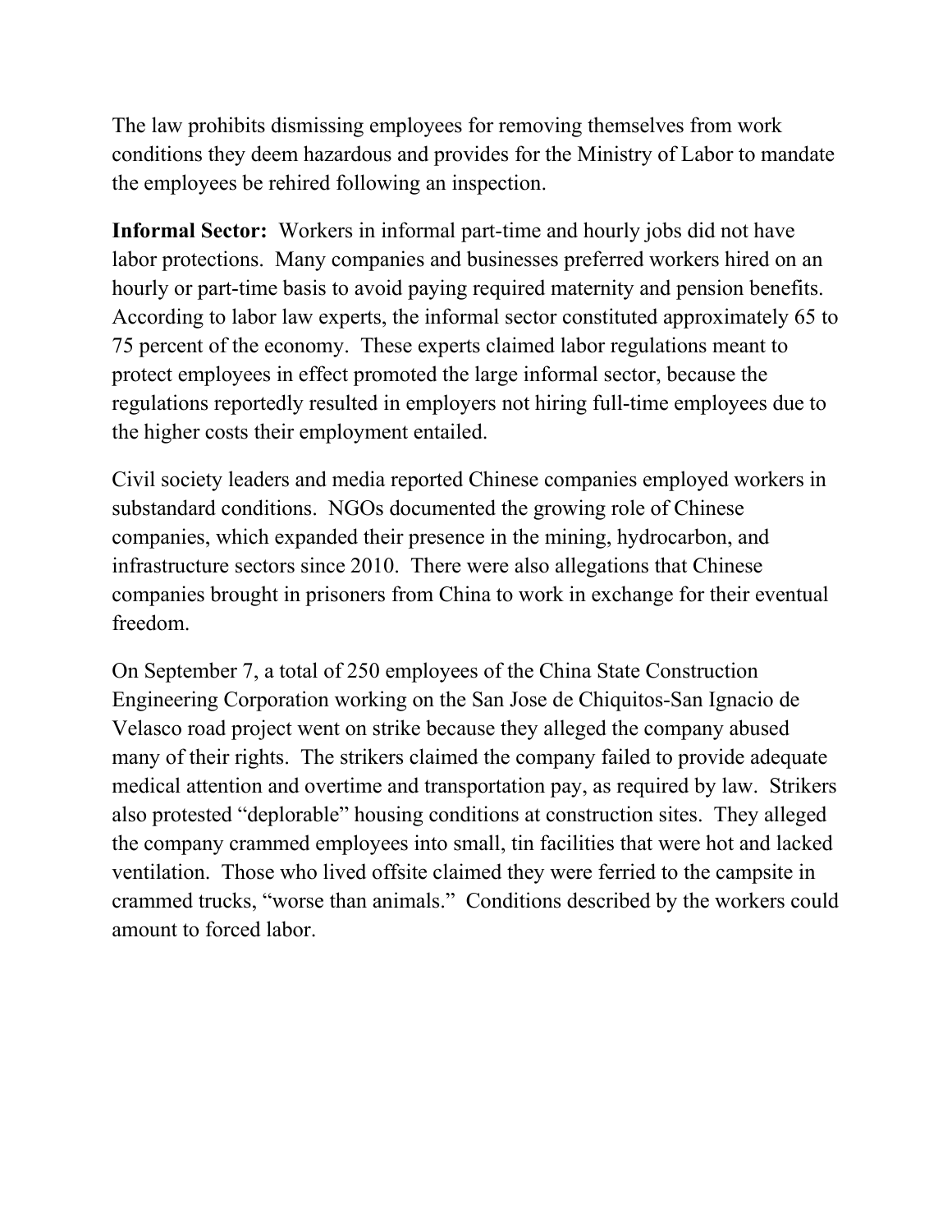The law prohibits dismissing employees for removing themselves from work conditions they deem hazardous and provides for the Ministry of Labor to mandate the employees be rehired following an inspection.

**Informal Sector:** Workers in informal part-time and hourly jobs did not have labor protections. Many companies and businesses preferred workers hired on an hourly or part-time basis to avoid paying required maternity and pension benefits. According to labor law experts, the informal sector constituted approximately 65 to 75 percent of the economy. These experts claimed labor regulations meant to protect employees in effect promoted the large informal sector, because the regulations reportedly resulted in employers not hiring full-time employees due to the higher costs their employment entailed.

Civil society leaders and media reported Chinese companies employed workers in substandard conditions. NGOs documented the growing role of Chinese companies, which expanded their presence in the mining, hydrocarbon, and infrastructure sectors since 2010. There were also allegations that Chinese companies brought in prisoners from China to work in exchange for their eventual freedom.

On September 7, a total of 250 employees of the China State Construction Engineering Corporation working on the San Jose de Chiquitos-San Ignacio de Velasco road project went on strike because they alleged the company abused many of their rights. The strikers claimed the company failed to provide adequate medical attention and overtime and transportation pay, as required by law. Strikers also protested "deplorable" housing conditions at construction sites. They alleged the company crammed employees into small, tin facilities that were hot and lacked ventilation. Those who lived offsite claimed they were ferried to the campsite in crammed trucks, "worse than animals." Conditions described by the workers could amount to forced labor.